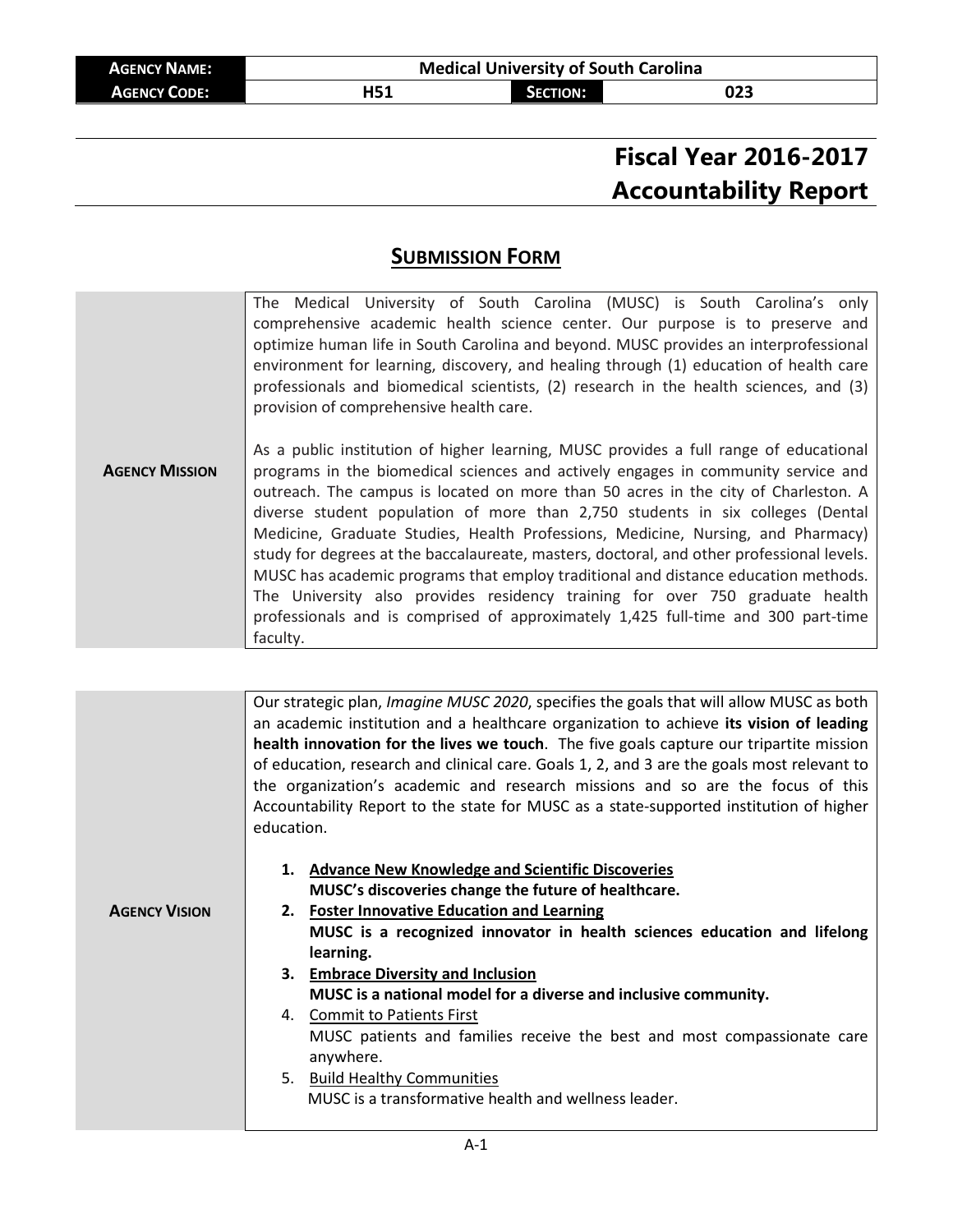| AGENCY NAME: | Medical University of South Carolina | | |
|---|---|---|---|
| AGENCY CODE: | H51 | SECTION: | 023 |

# Fiscal Year 2016-2017 Accountability Report

## SUBMISSION FORM

| | |
|---|---|
| **AGENCY MISSION** | The Medical University of South Carolina (MUSC) is South Carolina's only comprehensive academic health science center. Our purpose is to preserve and optimize human life in South Carolina and beyond. MUSC provides an interprofessional environment for learning, discovery, and healing through (1) education of health care professionals and biomedical scientists, (2) research in the health sciences, and (3) provision of comprehensive health care.<br><br>As a public institution of higher learning, MUSC provides a full range of educational programs in the biomedical sciences and actively engages in community service and outreach. The campus is located on more than 50 acres in the city of Charleston. A diverse student population of more than 2,750 students in six colleges (Dental Medicine, Graduate Studies, Health Professions, Medicine, Nursing, and Pharmacy) study for degrees at the baccalaureate, masters, doctoral, and other professional levels. MUSC has academic programs that employ traditional and distance education methods. The University also provides residency training for over 750 graduate health professionals and is comprised of approximately 1,425 full-time and 300 part-time faculty. |

| | |
|---|---|
| **AGENCY VISION** | Our strategic plan, *Imagine MUSC 2020*, specifies the goals that will allow MUSC as both an academic institution and a healthcare organization to achieve **its vision of leading health innovation for the lives we touch**. The five goals capture our tripartite mission of education, research and clinical care. Goals 1, 2, and 3 are the goals most relevant to the organization's academic and research missions and so are the focus of this Accountability Report to the state for MUSC as a state-supported institution of higher education.<br><br>1. **<u>Advance New Knowledge and Scientific Discoveries</u>**<br>**MUSC's discoveries change the future of healthcare.**<br>2. **<u>Foster Innovative Education and Learning</u>**<br>**MUSC is a recognized innovator in health sciences education and lifelong learning.**<br>3. **<u>Embrace Diversity and Inclusion</u>**<br>**MUSC is a national model for a diverse and inclusive community.**<br>4. <u>Commit to Patients First</u><br>MUSC patients and families receive the best and most compassionate care anywhere.<br>5. <u>Build Healthy Communities</u><br>MUSC is a transformative health and wellness leader. |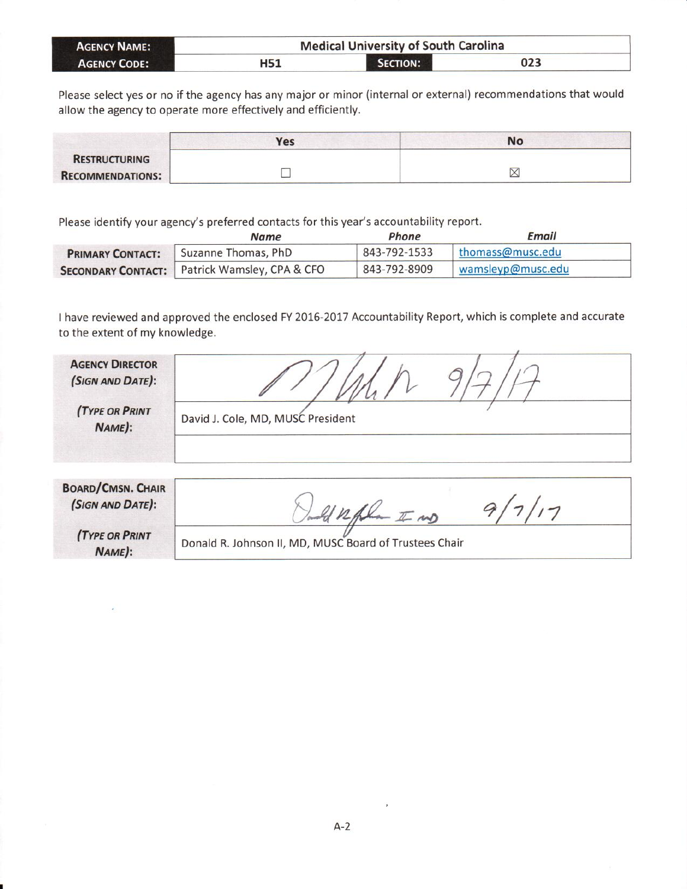| **AGENCY NAME:** | Medical University of South Carolina | | |
|---|---|---|---|
| **AGENCY CODE:** | H51 | **SECTION:** | 023 |

Please select yes or no if the agency has any major or minor (internal or external) recommendations that would allow the agency to operate more effectively and efficiently.

| | Yes | No |
|---|---|---|
| **RESTRUCTURING RECOMMENDATIONS:** | ☐ | ☒ |

Please identify your agency's preferred contacts for this year's accountability report.

| | *Name* | *Phone* | *Email* |
|---|---|---|---|
| **PRIMARY CONTACT:** | Suzanne Thomas, PhD | 843-792-1533 | thomass@musc.edu |
| **SECONDARY CONTACT:** | Patrick Wamsley, CPA & CFO | 843-792-8909 | wamsleyp@musc.edu |

I have reviewed and approved the enclosed FY 2016-2017 Accountability Report, which is complete and accurate to the extent of my knowledge.

| | |
|---|---|
| **AGENCY DIRECTOR** *(SIGN AND DATE)*: | [signature] 9/7/17 |
| *(TYPE OR PRINT NAME)*: | David J. Cole, MD, MUSC President |

| | |
|---|---|
| **BOARD/CMSN. CHAIR** *(SIGN AND DATE)*: | [signature] 9/7/17 |
| *(TYPE OR PRINT NAME)*: | Donald R. Johnson II, MD, MUSC Board of Trustees Chair |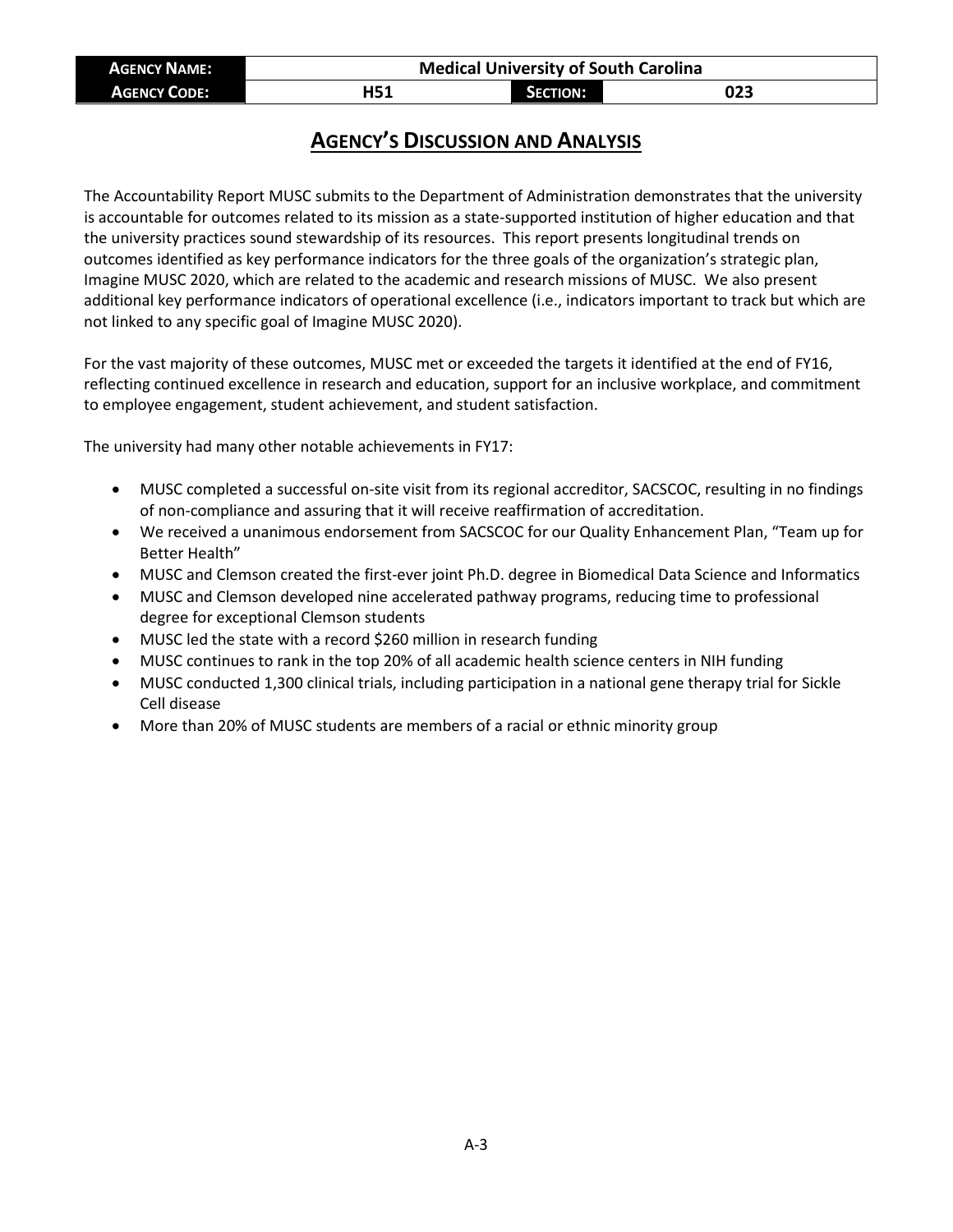| Agency Name: | Medical University of South Carolina | | |
| --- | --- | --- | --- |
| Agency Code: | H51 | Section: | 023 |

## Agency's Discussion and Analysis

The Accountability Report MUSC submits to the Department of Administration demonstrates that the university is accountable for outcomes related to its mission as a state-supported institution of higher education and that the university practices sound stewardship of its resources. This report presents longitudinal trends on outcomes identified as key performance indicators for the three goals of the organization's strategic plan, Imagine MUSC 2020, which are related to the academic and research missions of MUSC. We also present additional key performance indicators of operational excellence (i.e., indicators important to track but which are not linked to any specific goal of Imagine MUSC 2020).

For the vast majority of these outcomes, MUSC met or exceeded the targets it identified at the end of FY16, reflecting continued excellence in research and education, support for an inclusive workplace, and commitment to employee engagement, student achievement, and student satisfaction.

The university had many other notable achievements in FY17:

- MUSC completed a successful on-site visit from its regional accreditor, SACSCOC, resulting in no findings of non-compliance and assuring that it will receive reaffirmation of accreditation.
- We received a unanimous endorsement from SACSCOC for our Quality Enhancement Plan, "Team up for Better Health"
- MUSC and Clemson created the first-ever joint Ph.D. degree in Biomedical Data Science and Informatics
- MUSC and Clemson developed nine accelerated pathway programs, reducing time to professional degree for exceptional Clemson students
- MUSC led the state with a record $260 million in research funding
- MUSC continues to rank in the top 20% of all academic health science centers in NIH funding
- MUSC conducted 1,300 clinical trials, including participation in a national gene therapy trial for Sickle Cell disease
- More than 20% of MUSC students are members of a racial or ethnic minority group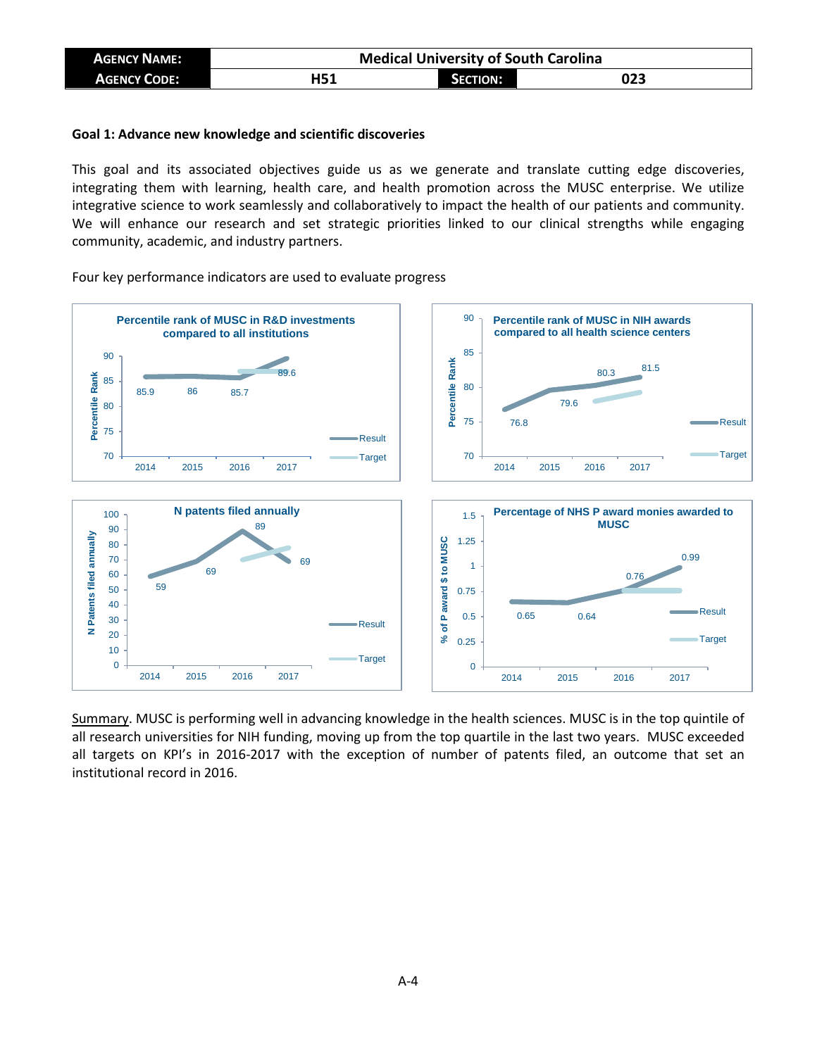| AGENCY NAME: | Medical University of South Carolina | | |
|---|---|---|---|
| AGENCY CODE: | H51 | SECTION: | 023 |

**Goal 1: Advance new knowledge and scientific discoveries**

This goal and its associated objectives guide us as we generate and translate cutting edge discoveries, integrating them with learning, health care, and health promotion across the MUSC enterprise. We utilize integrative science to work seamlessly and collaboratively to impact the health of our patients and community. We will enhance our research and set strategic priorities linked to our clinical strengths while engaging community, academic, and industry partners.

Four key performance indicators are used to evaluate progress

**Percentile rank of MUSC in R&D investments compared to all institutions**

| Year | Result |
|---|---|
| 2014 | 85.9 |
| 2015 | 86 |
| 2016 | 85.7 |
| 2017 | 89.6 |

**Percentile rank of MUSC in NIH awards compared to all health science centers**

| Year | Result |
|---|---|
| 2014 | 76.8 |
| 2015 | 79.6 |
| 2016 | 80.3 |
| 2017 | 81.5 |

**N patents filed annually**

| Year | Result |
|---|---|
| 2014 | 59 |
| 2015 | 69 |
| 2016 | 89 |
| 2017 | 69 |

**Percentage of NHS P award monies awarded to MUSC**

| Year | Result |
|---|---|
| 2014 | 0.65 |
| 2015 | 0.64 |
| 2016 | 0.76 |
| 2017 | 0.99 |

Summary. MUSC is performing well in advancing knowledge in the health sciences. MUSC is in the top quintile of all research universities for NIH funding, moving up from the top quartile in the last two years. MUSC exceeded all targets on KPI's in 2016-2017 with the exception of number of patents filed, an outcome that set an institutional record in 2016.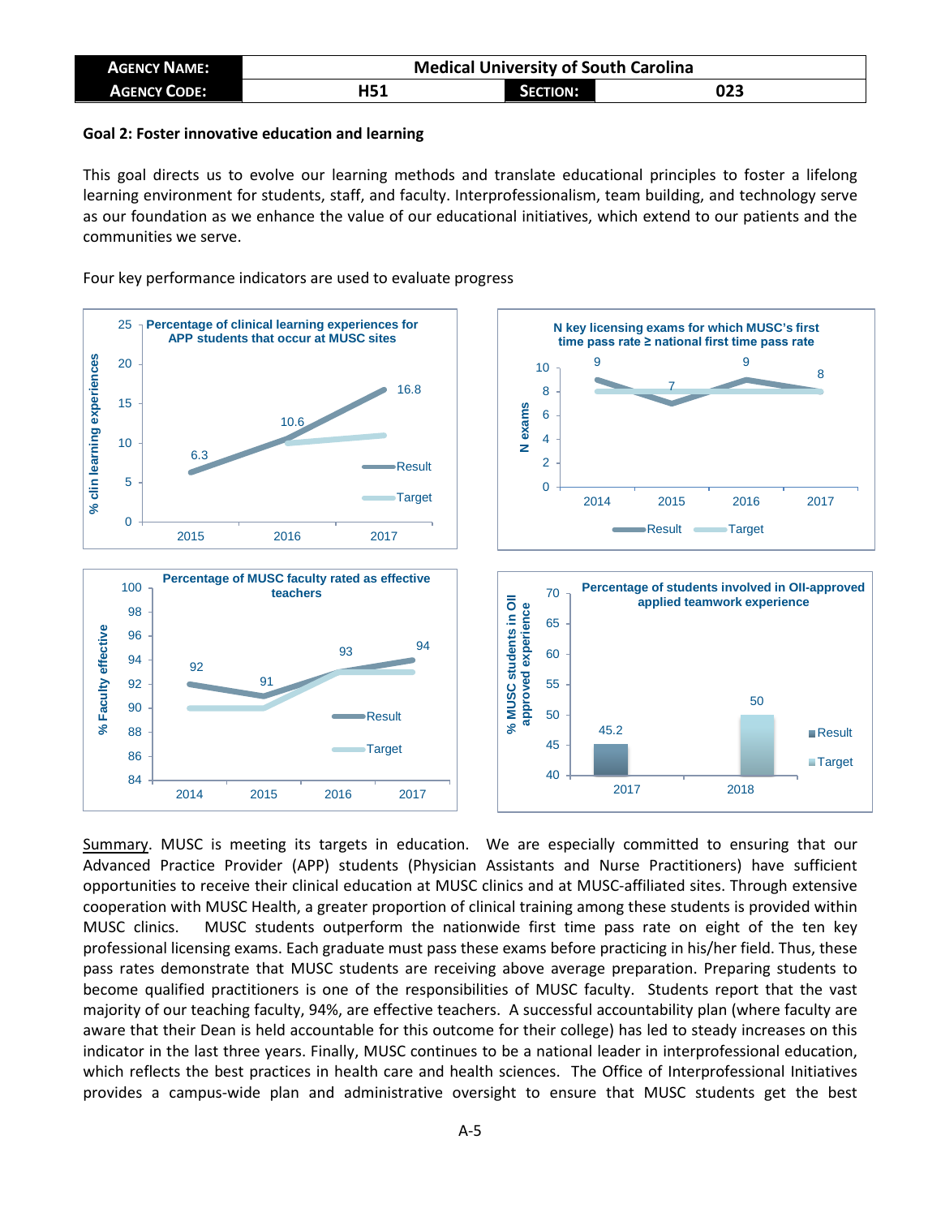| AGENCY NAME: | Medical University of South Carolina | | |
|---|---|---|---|
| AGENCY CODE: | H51 | SECTION: | 023 |

**Goal 2: Foster innovative education and learning**

This goal directs us to evolve our learning methods and translate educational principles to foster a lifelong learning environment for students, staff, and faculty. Interprofessionalism, team building, and technology serve as our foundation as we enhance the value of our educational initiatives, which extend to our patients and the communities we serve.

Four key performance indicators are used to evaluate progress

**Percentage of clinical learning experiences for APP students that occur at MUSC sites**

| Year | Result | Target |
|---|---|---|
| 2015 | 6.3 | |
| 2016 | 10.6 | 10 |
| 2017 | 16.8 | 11 |

**N key licensing exams for which MUSC's first time pass rate ≥ national first time pass rate**

| Year | Result | Target |
|---|---|---|
| 2014 | 9 | 8 |
| 2015 | 7 | 8 |
| 2016 | 9 | 8 |
| 2017 | 8 | 8 |

**Percentage of MUSC faculty rated as effective teachers**

| Year | Result | Target |
|---|---|---|
| 2014 | 92 | 90 |
| 2015 | 91 | 90 |
| 2016 | 93 | 93 |
| 2017 | 94 | 93 |

**Percentage of students involved in OII-approved applied teamwork experience**

| Year | Result | Target |
|---|---|---|
| 2017 | 45.2 | |
| 2018 | | 50 |

Summary. MUSC is meeting its targets in education. We are especially committed to ensuring that our Advanced Practice Provider (APP) students (Physician Assistants and Nurse Practitioners) have sufficient opportunities to receive their clinical education at MUSC clinics and at MUSC-affiliated sites. Through extensive cooperation with MUSC Health, a greater proportion of clinical training among these students is provided within MUSC clinics. MUSC students outperform the nationwide first time pass rate on eight of the ten key professional licensing exams. Each graduate must pass these exams before practicing in his/her field. Thus, these pass rates demonstrate that MUSC students are receiving above average preparation. Preparing students to become qualified practitioners is one of the responsibilities of MUSC faculty. Students report that the vast majority of our teaching faculty, 94%, are effective teachers. A successful accountability plan (where faculty are aware that their Dean is held accountable for this outcome for their college) has led to steady increases on this indicator in the last three years. Finally, MUSC continues to be a national leader in interprofessional education, which reflects the best practices in health care and health sciences. The Office of Interprofessional Initiatives provides a campus-wide plan and administrative oversight to ensure that MUSC students get the best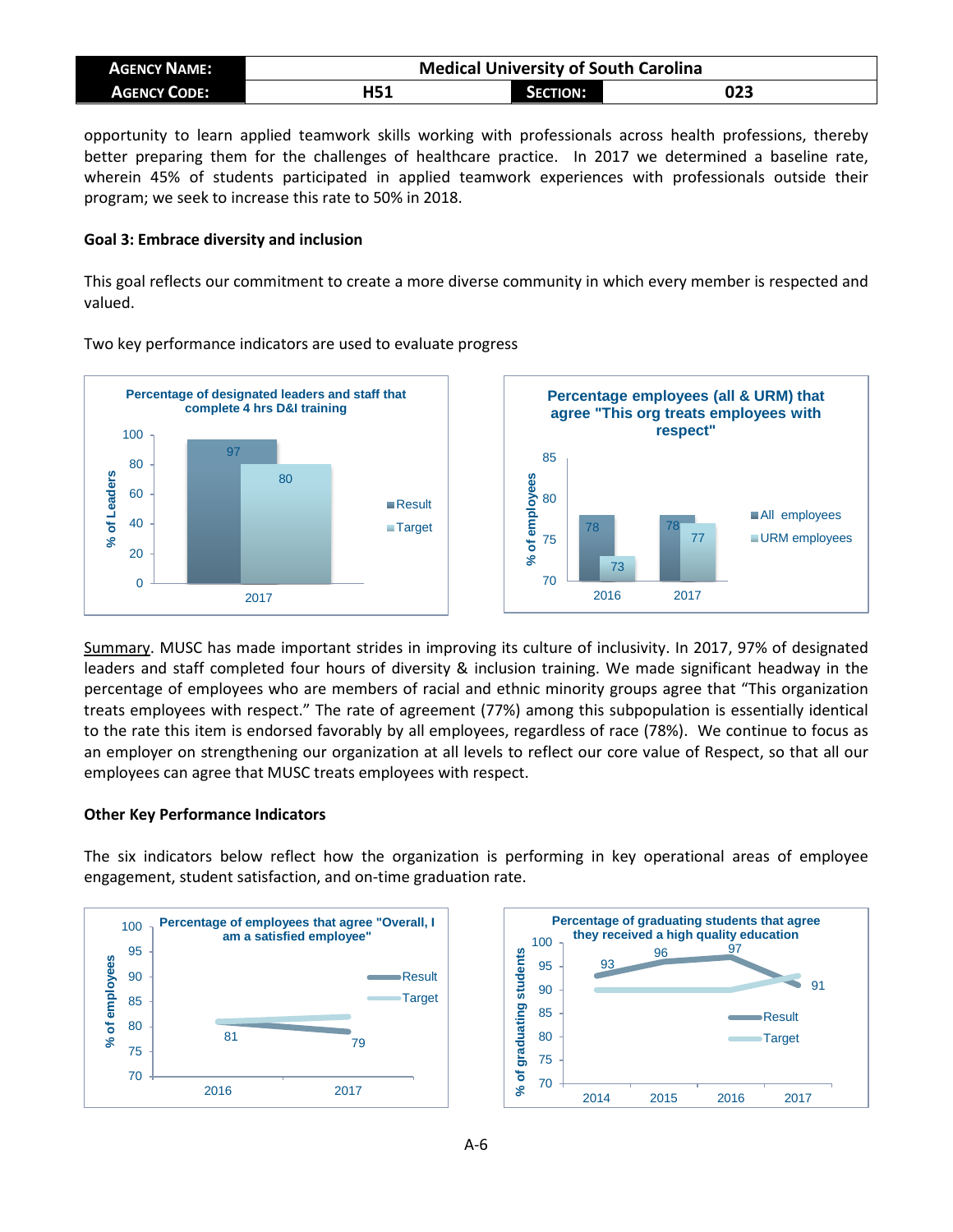opportunity to learn applied teamwork skills working with professionals across health professions, thereby better preparing them for the challenges of healthcare practice. In 2017 we determined a baseline rate, wherein 45% of students participated in applied teamwork experiences with professionals outside their program; we seek to increase this rate to 50% in 2018.

**Goal 3: Embrace diversity and inclusion**

This goal reflects our commitment to create a more diverse community in which every member is respected and valued.

Two key performance indicators are used to evaluate progress

**Percentage of designated leaders and staff that complete 4 hrs D&I training**

| % of Leaders | Result | Target |
|---|---|---|
| 2017 | 97 | 80 |

**Percentage employees (all & URM) that agree "This org treats employees with respect"**

| % of employees | All employees | URM employees |
|---|---|---|
| 2016 | 78 | 73 |
| 2017 | 78 | 77 |

Summary. MUSC has made important strides in improving its culture of inclusivity. In 2017, 97% of designated leaders and staff completed four hours of diversity & inclusion training. We made significant headway in the percentage of employees who are members of racial and ethnic minority groups agree that "This organization treats employees with respect." The rate of agreement (77%) among this subpopulation is essentially identical to the rate this item is endorsed favorably by all employees, regardless of race (78%). We continue to focus as an employer on strengthening our organization at all levels to reflect our core value of Respect, so that all our employees can agree that MUSC treats employees with respect.

**Other Key Performance Indicators**

The six indicators below reflect how the organization is performing in key operational areas of employee engagement, student satisfaction, and on-time graduation rate.

**Percentage of employees that agree "Overall, I am a satisfied employee"**

| % of employees | Result |
|---|---|
| 2016 | 81 |
| 2017 | 79 |

**Percentage of graduating students that agree they received a high quality education**

| % of graduating students | Result |
|---|---|
| 2014 | 93 |
| 2015 | 96 |
| 2016 | 97 |
| 2017 | 91 |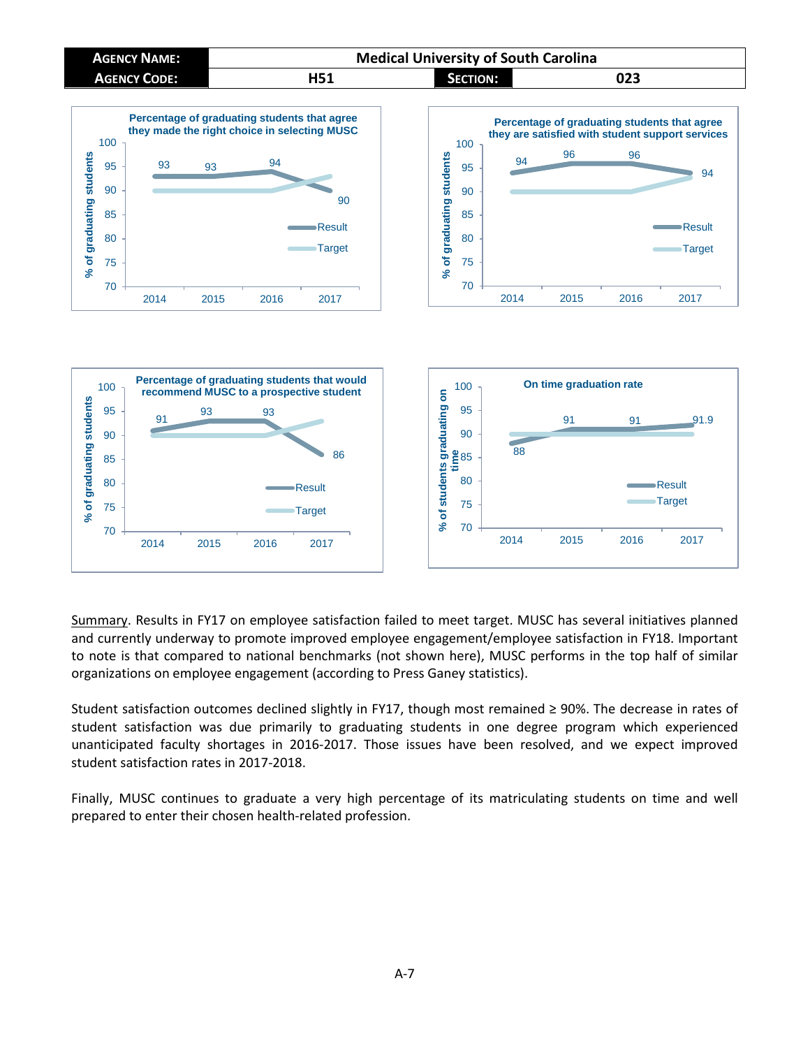| AGENCY NAME: | Medical University of South Carolina | | |
|---|---|---|---|
| AGENCY CODE: | H51 | SECTION: | 023 |

**Percentage of graduating students that agree they made the right choice in selecting MUSC**

| Year | Result | Target |
|---|---|---|
| 2014 | 93 | 90 |
| 2015 | 93 | 90 |
| 2016 | 94 | 90 |
| 2017 | 90 | 93 |

**Percentage of graduating students that agree they are satisfied with student support services**

| Year | Result | Target |
|---|---|---|
| 2014 | 94 | 90 |
| 2015 | 96 | 90 |
| 2016 | 96 | 90 |
| 2017 | 94 | 93 |

**Percentage of graduating students that would recommend MUSC to a prospective student**

| Year | Result | Target |
|---|---|---|
| 2014 | 91 | 90 |
| 2015 | 93 | 90 |
| 2016 | 93 | 90 |
| 2017 | 86 | 93 |

**On time graduation rate**

| Year | Result | Target |
|---|---|---|
| 2014 | 88 | 90 |
| 2015 | 91 | 90 |
| 2016 | 91 | 90 |
| 2017 | 91.9 | 90 |

Summary. Results in FY17 on employee satisfaction failed to meet target. MUSC has several initiatives planned and currently underway to promote improved employee engagement/employee satisfaction in FY18. Important to note is that compared to national benchmarks (not shown here), MUSC performs in the top half of similar organizations on employee engagement (according to Press Ganey statistics).

Student satisfaction outcomes declined slightly in FY17, though most remained ≥ 90%. The decrease in rates of student satisfaction was due primarily to graduating students in one degree program which experienced unanticipated faculty shortages in 2016-2017. Those issues have been resolved, and we expect improved student satisfaction rates in 2017-2018.

Finally, MUSC continues to graduate a very high percentage of its matriculating students on time and well prepared to enter their chosen health-related profession.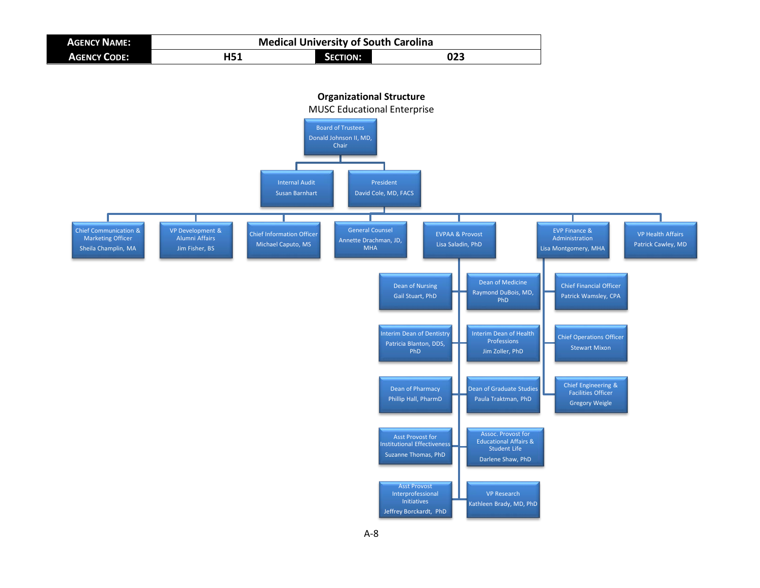| **AGENCY NAME:** | Medical University of South Carolina | | |
|---|---|---|---|
| **AGENCY CODE:** | H51 | **SECTION:** | 023 |

## Organizational Structure

MUSC Educational Enterprise

- **Board of Trustees** — Donald Johnson II, MD, Chair
  - **Internal Audit** — Susan Barnhart
  - **President** — David Cole, MD, FACS
    - Chief Communication & Marketing Officer — Sheila Champlin, MA
    - VP Development & Alumni Affairs — Jim Fisher, BS
    - Chief Information Officer — Michael Caputo, MS
    - General Counsel — Annette Drachman, JD, MHA
    - **EVPAA & Provost** — Lisa Saladin, PhD
      - Dean of Nursing — Gail Stuart, PhD
      - Dean of Medicine — Raymond DuBois, MD, PhD
      - Interim Dean of Dentistry — Patricia Blanton, DDS, PhD
      - Interim Dean of Health Professions — Jim Zoller, PhD
      - Dean of Pharmacy — Phillip Hall, PharmD
      - Dean of Graduate Studies — Paula Traktman, PhD
      - Asst Provost for Institutional Effectiveness — Suzanne Thomas, PhD
      - Assoc. Provost for Educational Affairs & Student Life — Darlene Shaw, PhD
      - Asst Provost Interprofessional Initiatives — Jeffrey Borckardt, PhD
      - VP Research — Kathleen Brady, MD, PhD
    - **EVP Finance & Administration** — Lisa Montgomery, MHA
      - Chief Financial Officer — Patrick Wamsley, CPA
      - Chief Operations Officer — Stewart Mixon
      - Chief Engineering & Facilities Officer — Gregory Weigle
    - VP Health Affairs — Patrick Cawley, MD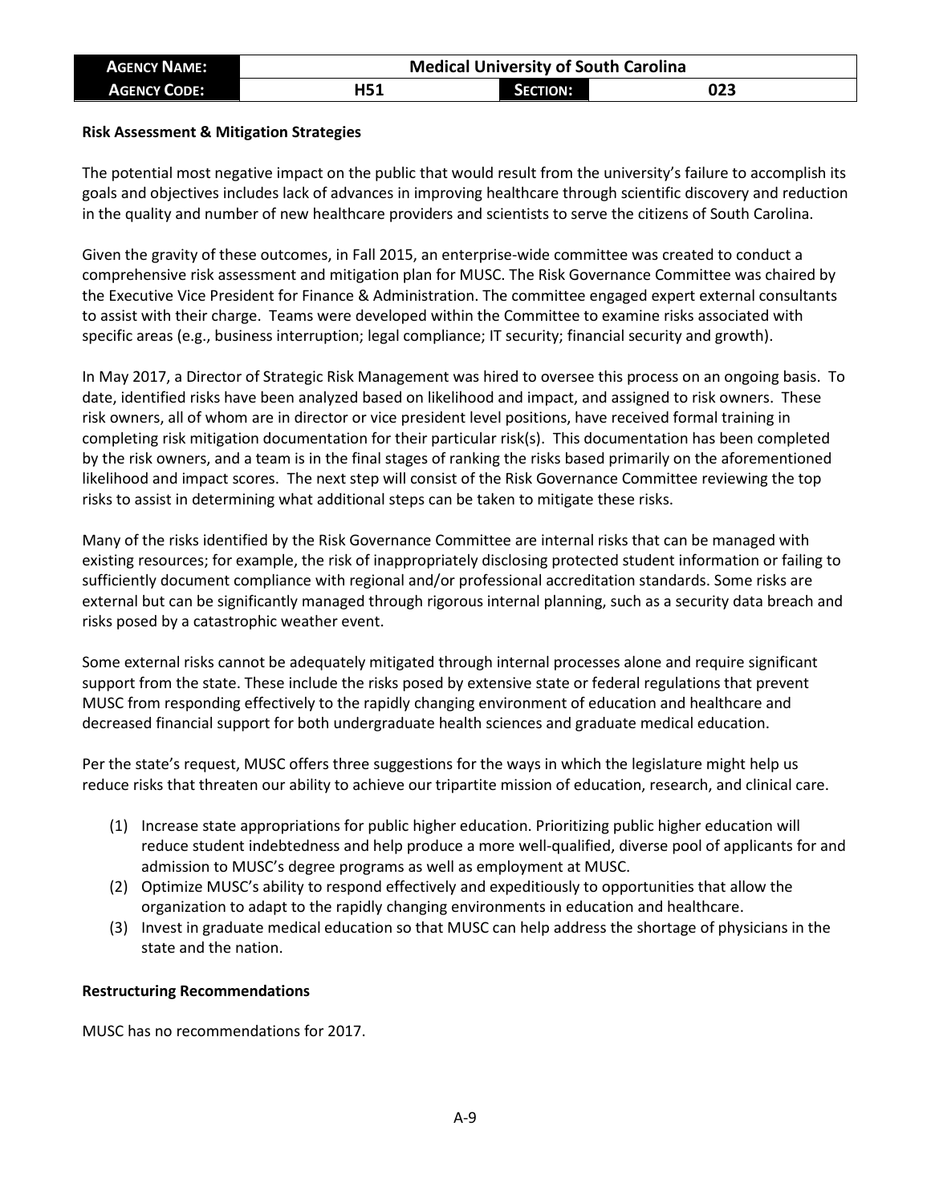| Agency Name: | Medical University of South Carolina | | |
|---|---|---|---|
| Agency Code: | H51 | Section: | 023 |

**Risk Assessment & Mitigation Strategies**

The potential most negative impact on the public that would result from the university's failure to accomplish its goals and objectives includes lack of advances in improving healthcare through scientific discovery and reduction in the quality and number of new healthcare providers and scientists to serve the citizens of South Carolina.

Given the gravity of these outcomes, in Fall 2015, an enterprise-wide committee was created to conduct a comprehensive risk assessment and mitigation plan for MUSC. The Risk Governance Committee was chaired by the Executive Vice President for Finance & Administration. The committee engaged expert external consultants to assist with their charge. Teams were developed within the Committee to examine risks associated with specific areas (e.g., business interruption; legal compliance; IT security; financial security and growth).

In May 2017, a Director of Strategic Risk Management was hired to oversee this process on an ongoing basis. To date, identified risks have been analyzed based on likelihood and impact, and assigned to risk owners. These risk owners, all of whom are in director or vice president level positions, have received formal training in completing risk mitigation documentation for their particular risk(s). This documentation has been completed by the risk owners, and a team is in the final stages of ranking the risks based primarily on the aforementioned likelihood and impact scores. The next step will consist of the Risk Governance Committee reviewing the top risks to assist in determining what additional steps can be taken to mitigate these risks.

Many of the risks identified by the Risk Governance Committee are internal risks that can be managed with existing resources; for example, the risk of inappropriately disclosing protected student information or failing to sufficiently document compliance with regional and/or professional accreditation standards. Some risks are external but can be significantly managed through rigorous internal planning, such as a security data breach and risks posed by a catastrophic weather event.

Some external risks cannot be adequately mitigated through internal processes alone and require significant support from the state. These include the risks posed by extensive state or federal regulations that prevent MUSC from responding effectively to the rapidly changing environment of education and healthcare and decreased financial support for both undergraduate health sciences and graduate medical education.

Per the state's request, MUSC offers three suggestions for the ways in which the legislature might help us reduce risks that threaten our ability to achieve our tripartite mission of education, research, and clinical care.

(1) Increase state appropriations for public higher education. Prioritizing public higher education will reduce student indebtedness and help produce a more well-qualified, diverse pool of applicants for and admission to MUSC's degree programs as well as employment at MUSC.
(2) Optimize MUSC's ability to respond effectively and expeditiously to opportunities that allow the organization to adapt to the rapidly changing environments in education and healthcare.
(3) Invest in graduate medical education so that MUSC can help address the shortage of physicians in the state and the nation.

**Restructuring Recommendations**

MUSC has no recommendations for 2017.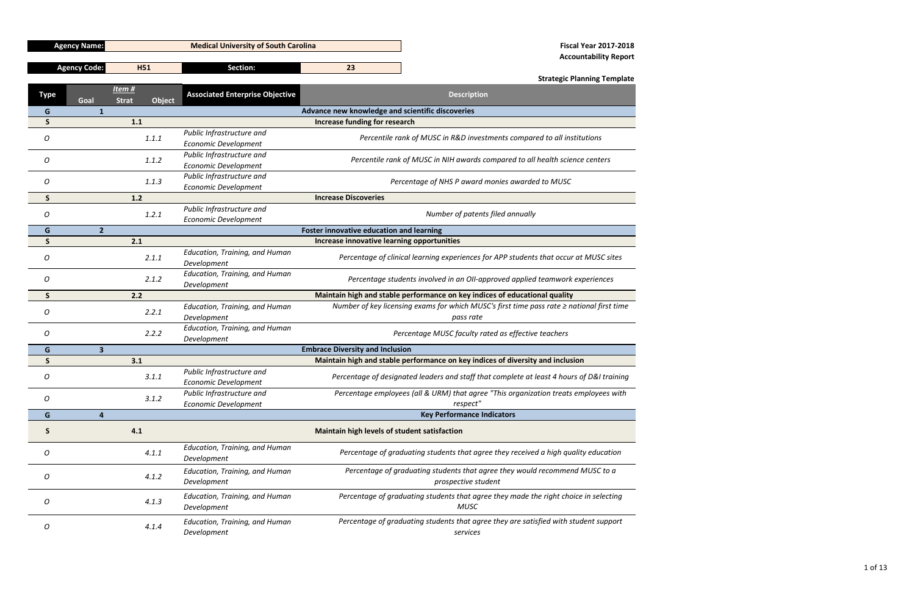| Agency Name: | Medical University of South Carolina |
|---|---|
| Agency Code: | H51 |
| Section: | 23 |

**Fiscal Year 2017-2018**
**Accountability Report**

**Strategic Planning Template**

| Type | Item # Goal | Item # Strat | Item # Object | Associated Enterprise Objective | Description |
|---|---|---|---|---|---|
| G | 1 | | | | **Advance new knowledge and scientific discoveries** |
| S | | 1.1 | | | **Increase funding for research** |
| O | | | 1.1.1 | *Public Infrastructure and Economic Development* | *Percentile rank of MUSC in R&D investments compared to all institutions* |
| O | | | 1.1.2 | *Public Infrastructure and Economic Development* | *Percentile rank of MUSC in NIH awards compared to all health science centers* |
| O | | | 1.1.3 | *Public Infrastructure and Economic Development* | *Percentage of NHS P award monies awarded to MUSC* |
| S | | 1.2 | | | **Increase Discoveries** |
| O | | | 1.2.1 | *Public Infrastructure and Economic Development* | *Number of patents filed annually* |
| G | 2 | | | | **Foster innovative education and learning** |
| S | | 2.1 | | | **Increase innovative learning opportunities** |
| O | | | 2.1.1 | *Education, Training, and Human Development* | *Percentage of clinical learning experiences for APP students that occur at MUSC sites* |
| O | | | 2.1.2 | *Education, Training, and Human Development* | *Percentage students involved in an OII-approved applied teamwork experiences* |
| S | | 2.2 | | | **Maintain high and stable performance on key indices of educational quality** |
| O | | | 2.2.1 | *Education, Training, and Human Development* | *Number of key licensing exams for which MUSC's first time pass rate ≥ national first time pass rate* |
| O | | | 2.2.2 | *Education, Training, and Human Development* | *Percentage MUSC faculty rated as effective teachers* |
| G | 3 | | | | **Embrace Diversity and Inclusion** |
| S | | 3.1 | | | **Maintain high and stable performance on key indices of diversity and inclusion** |
| O | | | 3.1.1 | *Public Infrastructure and Economic Development* | *Percentage of designated leaders and staff that complete at least 4 hours of D&I training* |
| O | | | 3.1.2 | *Public Infrastructure and Economic Development* | *Percentage employees (all & URM) that agree "This organization treats employees with respect"* |
| G | 4 | | | | **Key Performance Indicators** |
| S | | 4.1 | | | **Maintain high levels of student satisfaction** |
| O | | | 4.1.1 | *Education, Training, and Human Development* | *Percentage of graduating students that agree they received a high quality education* |
| O | | | 4.1.2 | *Education, Training, and Human Development* | *Percentage of graduating students that agree they would recommend MUSC to a prospective student* |
| O | | | 4.1.3 | *Education, Training, and Human Development* | *Percentage of graduating students that agree they made the right choice in selecting MUSC* |
| O | | | 4.1.4 | *Education, Training, and Human Development* | *Percentage of graduating students that agree they are satisfied with student support services* |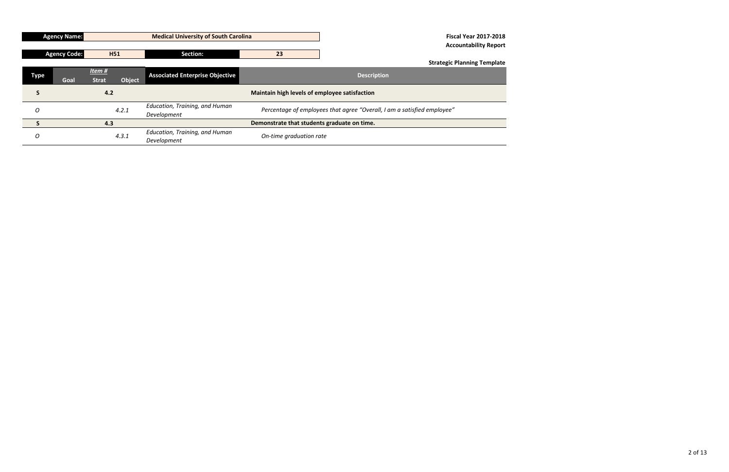| Agency Name: | Medical University of South Carolina | | |
|---|---|---|---|
| Agency Code: | H51 | Section: | 23 |

**Fiscal Year 2017-2018**
**Accountability Report**

**Strategic Planning Template**

| Type | Item # Goal | Strat | Object | Associated Enterprise Objective | Description |
|---|---|---|---|---|---|
| **S** | | **4.2** | | | **Maintain high levels of employee satisfaction** |
| *O* | | | *4.2.1* | *Education, Training, and Human Development* | *Percentage of employees that agree "Overall, I am a satisfied employee"* |
| **S** | | **4.3** | | | **Demonstrate that students graduate on time.** |
| *O* | | | *4.3.1* | *Education, Training, and Human Development* | *On-time graduation rate* |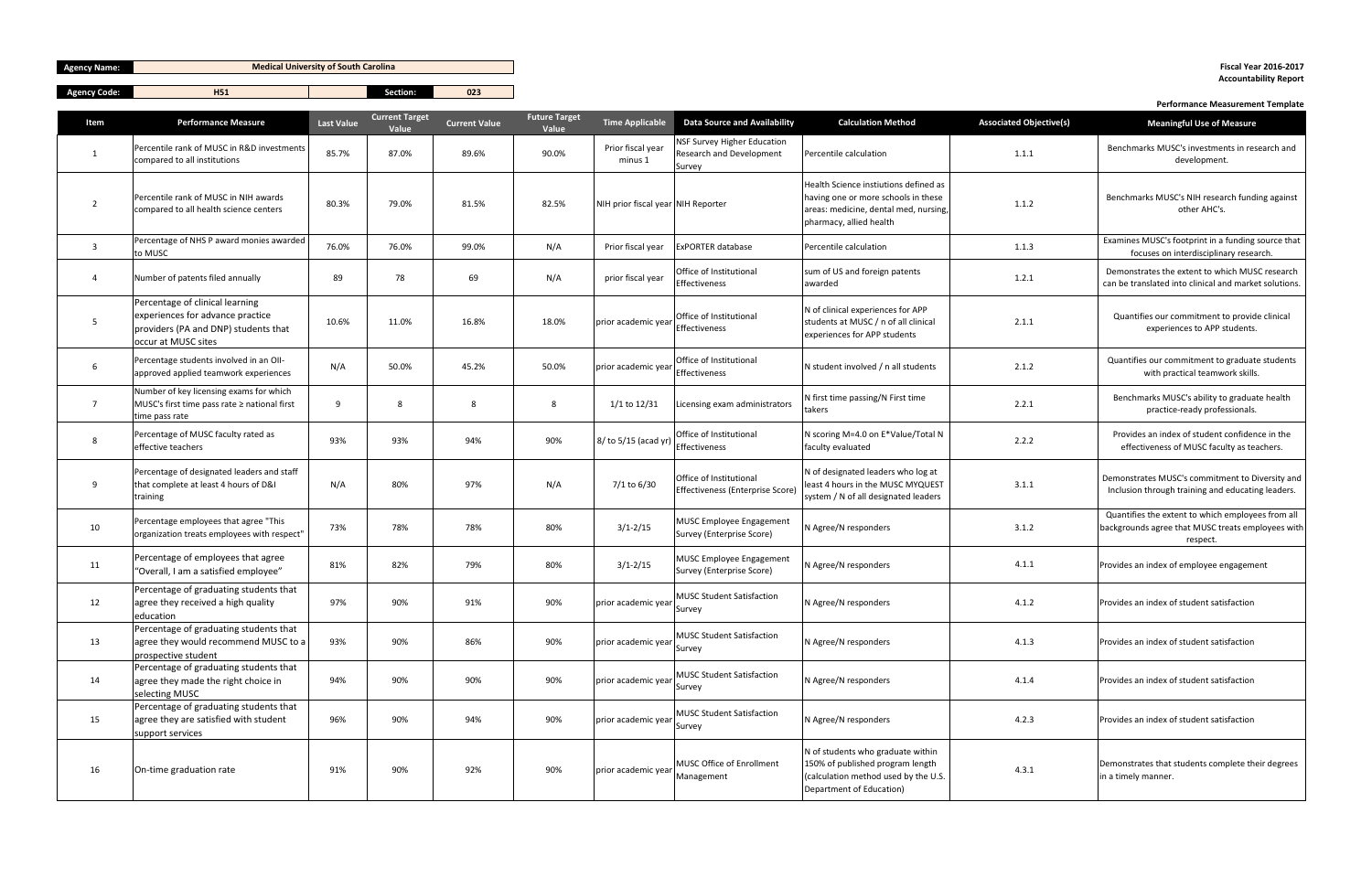**Agency Name:** Medical University of South Carolina

**Agency Code:** H51 | **Section:** 023

**Fiscal Year 2016-2017**
**Accountability Report**

**Performance Measurement Template**

| Item | Performance Measure | Last Value | Current Target Value | Current Value | Future Target Value | Time Applicable | Data Source and Availability | Calculation Method | Associated Objective(s) | Meaningful Use of Measure |
|---|---|---|---|---|---|---|---|---|---|---|
| 1 | Percentile rank of MUSC in R&D investments compared to all institutions | 85.7% | 87.0% | 89.6% | 90.0% | Prior fiscal year minus 1 | NSF Survey Higher Education Research and Development Survey | Percentile calculation | 1.1.1 | Benchmarks MUSC's investments in research and development. |
| 2 | Percentile rank of MUSC in NIH awards compared to all health science centers | 80.3% | 79.0% | 81.5% | 82.5% | NIH prior fiscal year | NIH Reporter | Health Science instiutions defined as having one or more schools in these areas: medicine, dental med, nursing, pharmacy, allied health | 1.1.2 | Benchmarks MUSC's NIH research funding against other AHC's. |
| 3 | Percentage of NHS P award monies awarded to MUSC | 76.0% | 76.0% | 99.0% | N/A | Prior fiscal year | ExPORTER database | Percentile calculation | 1.1.3 | Examines MUSC's footprint in a funding source that focuses on interdisciplinary research. |
| 4 | Number of patents filed annually | 89 | 78 | 69 | N/A | prior fiscal year | Office of Institutional Effectiveness | sum of US and foreign patents awarded | 1.2.1 | Demonstrates the extent to which MUSC research can be translated into clinical and market solutions. |
| 5 | Percentage of clinical learning experiences for advance practice providers (PA and DNP) students that occur at MUSC sites | 10.6% | 11.0% | 16.8% | 18.0% | prior academic year | Office of Institutional Effectiveness | N of clinical experiences for APP students at MUSC / n of all clinical experiences for APP students | 2.1.1 | Quantifies our commitment to provide clinical experiences to APP students. |
| 6 | Percentage students involved in an OII-approved applied teamwork experiences | N/A | 50.0% | 45.2% | 50.0% | prior academic year | Office of Institutional Effectiveness | N student involved / n all students | 2.1.2 | Quantifies our commitment to graduate students with practical teamwork skills. |
| 7 | Number of key licensing exams for which MUSC's first time pass rate ≥ national first time pass rate | 9 | 8 | 8 | 8 | 1/1 to 12/31 | Licensing exam administrators | N first time passing/N First time takers | 2.2.1 | Benchmarks MUSC's ability to graduate health practice-ready professionals. |
| 8 | Percentage of MUSC faculty rated as effective teachers | 93% | 93% | 94% | 90% | 8/ to 5/15 (acad yr) | Office of Institutional Effectiveness | N scoring M=4.0 on E*Value/Total N faculty evaluated | 2.2.2 | Provides an index of student confidence in the effectiveness of MUSC faculty as teachers. |
| 9 | Percentage of designated leaders and staff that complete at least 4 hours of D&I training | N/A | 80% | 97% | N/A | 7/1 to 6/30 | Office of Institutional Effectiveness (Enterprise Score) | N of designated leaders who log at least 4 hours in the MUSC MYQUEST system / N of all designated leaders | 3.1.1 | Demonstrates MUSC's commitment to Diversity and Inclusion through training and educating leaders. |
| 10 | Percentage employees that agree "This organization treats employees with respect" | 73% | 78% | 78% | 80% | 3/1-2/15 | MUSC Employee Engagement Survey (Enterprise Score) | N Agree/N responders | 3.1.2 | Quantifies the extent to which employees from all backgrounds agree that MUSC treats employees with respect. |
| 11 | Percentage of employees that agree "Overall, I am a satisfied employee" | 81% | 82% | 79% | 80% | 3/1-2/15 | MUSC Employee Engagement Survey (Enterprise Score) | N Agree/N responders | 4.1.1 | Provides an index of employee engagement |
| 12 | Percentage of graduating students that agree they received a high quality education | 97% | 90% | 91% | 90% | prior academic year | MUSC Student Satisfaction Survey | N Agree/N responders | 4.1.2 | Provides an index of student satisfaction |
| 13 | Percentage of graduating students that agree they would recommend MUSC to a prospective student | 93% | 90% | 86% | 90% | prior academic year | MUSC Student Satisfaction Survey | N Agree/N responders | 4.1.3 | Provides an index of student satisfaction |
| 14 | Percentage of graduating students that agree they made the right choice in selecting MUSC | 94% | 90% | 90% | 90% | prior academic year | MUSC Student Satisfaction Survey | N Agree/N responders | 4.1.4 | Provides an index of student satisfaction |
| 15 | Percentage of graduating students that agree they are satisfied with student support services | 96% | 90% | 94% | 90% | prior academic year | MUSC Student Satisfaction Survey | N Agree/N responders | 4.2.3 | Provides an index of student satisfaction |
| 16 | On-time graduation rate | 91% | 90% | 92% | 90% | prior academic year | MUSC Office of Enrollment Management | N of students who graduate within 150% of published program length (calculation method used by the U.S. Department of Education) | 4.3.1 | Demonstrates that students complete their degrees in a timely manner. |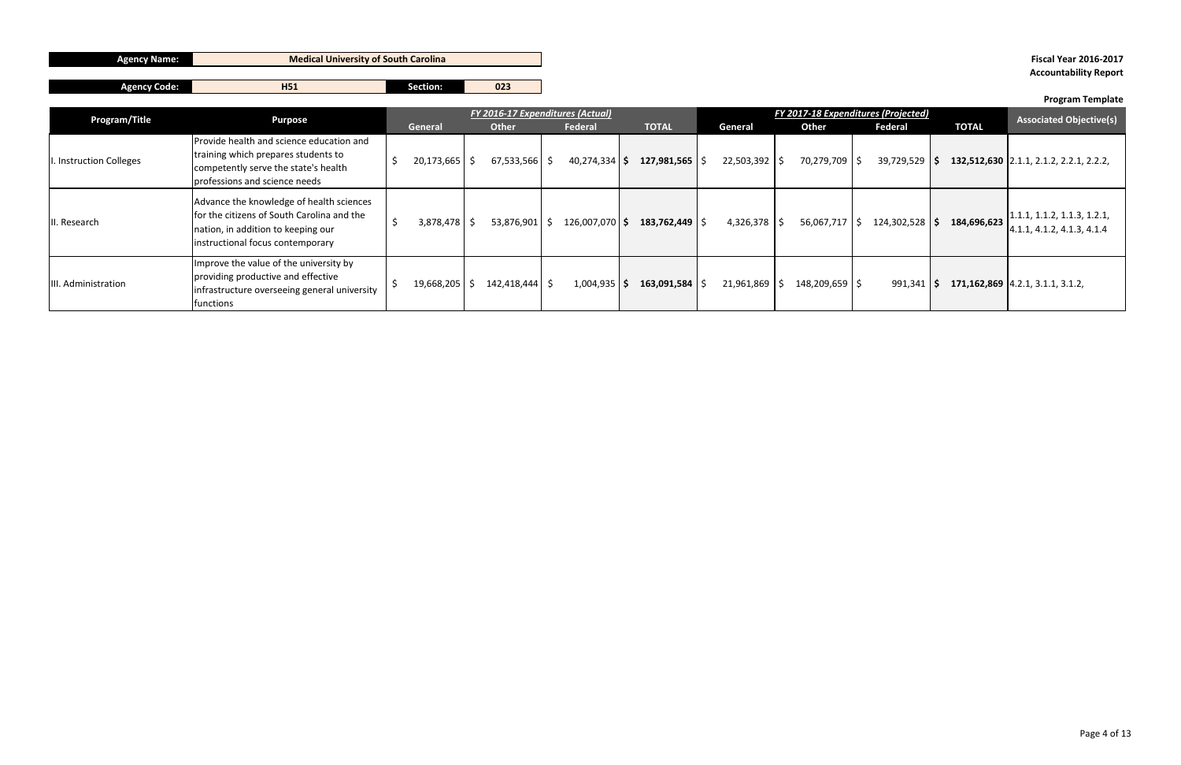| Agency Name: | Medical University of South Carolina | | |
|---|---|---|---|
| Agency Code: | H51 | Section: | 023 |

**Fiscal Year 2016-2017**
**Accountability Report**

**Program Template**

| Program/Title | Purpose | FY 2016-17 Expenditures (Actual) General | Other | Federal | TOTAL | FY 2017-18 Expenditures (Projected) General | Other | Federal | TOTAL | Associated Objective(s) |
|---|---|---|---|---|---|---|---|---|---|---|
| I. Instruction Colleges | Provide health and science education and training which prepares students to competently serve the state's health professions and science needs | $ 20,173,665 | $ 67,533,566 | $ 40,274,334 | **$ 127,981,565** | $ 22,503,392 | $ 70,279,709 | $ 39,729,529 | **$ 132,512,630** | 2.1.1, 2.1.2, 2.2.1, 2.2.2, |
| II. Research | Advance the knowledge of health sciences for the citizens of South Carolina and the nation, in addition to keeping our instructional focus contemporary | $ 3,878,478 | $ 53,876,901 | $ 126,007,070 | **$ 183,762,449** | $ 4,326,378 | $ 56,067,717 | $ 124,302,528 | **$ 184,696,623** | 1.1.1, 1.1.2, 1.1.3, 1.2.1, 4.1.1, 4.1.2, 4.1.3, 4.1.4 |
| III. Administration | Improve the value of the university by providing productive and effective infrastructure overseeing general university functions | $ 19,668,205 | $ 142,418,444 | $ 1,004,935 | **$ 163,091,584** | $ 21,961,869 | $ 148,209,659 | $ 991,341 | **$ 171,162,869** | 4.2.1, 3.1.1, 3.1.2, |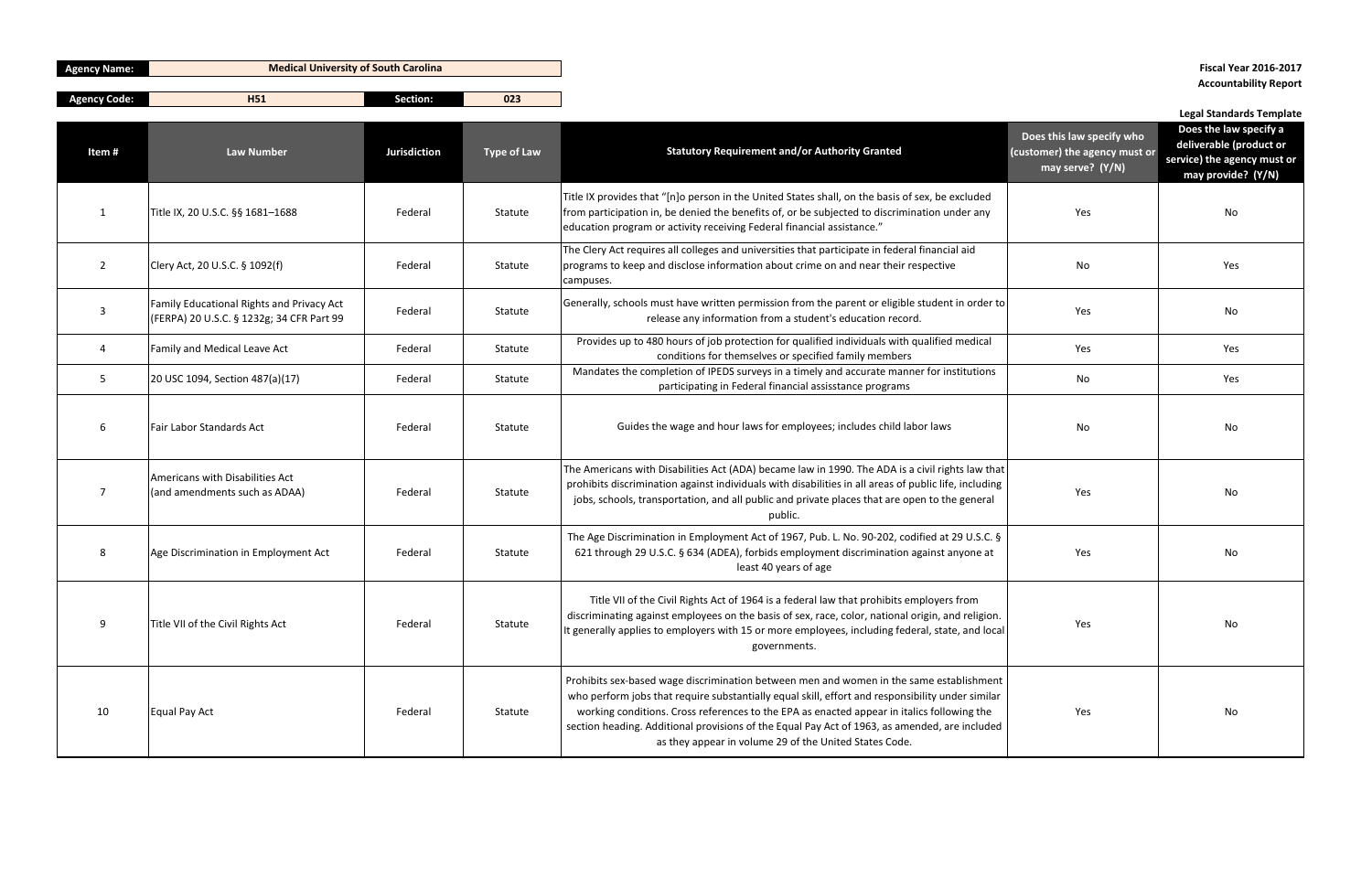**Agency Name:** Medical University of South Carolina

**Agency Code:** H51 **Section:** 023

**Fiscal Year 2016-2017**
**Accountability Report**

**Legal Standards Template**

| Item # | Law Number | Jurisdiction | Type of Law | Statutory Requirement and/or Authority Granted | Does this law specify who (customer) the agency must or may serve? (Y/N) | Does the law specify a deliverable (product or service) the agency must or may provide? (Y/N) |
|---|---|---|---|---|---|---|
| 1 | Title IX, 20 U.S.C. §§ 1681–1688 | Federal | Statute | Title IX provides that "[n]o person in the United States shall, on the basis of sex, be excluded from participation in, be denied the benefits of, or be subjected to discrimination under any education program or activity receiving Federal financial assistance." | Yes | No |
| 2 | Clery Act, 20 U.S.C. § 1092(f) | Federal | Statute | The Clery Act requires all colleges and universities that participate in federal financial aid programs to keep and disclose information about crime on and near their respective campuses. | No | Yes |
| 3 | Family Educational Rights and Privacy Act (FERPA) 20 U.S.C. § 1232g; 34 CFR Part 99 | Federal | Statute | Generally, schools must have written permission from the parent or eligible student in order to release any information from a student's education record. | Yes | No |
| 4 | Family and Medical Leave Act | Federal | Statute | Provides up to 480 hours of job protection for qualified individuals with qualified medical conditions for themselves or specified family members | Yes | Yes |
| 5 | 20 USC 1094, Section 487(a)(17) | Federal | Statute | Mandates the completion of IPEDS surveys in a timely and accurate manner for institutions participating in Federal financial assisstance programs | No | Yes |
| 6 | Fair Labor Standards Act | Federal | Statute | Guides the wage and hour laws for employees; includes child labor laws | No | No |
| 7 | Americans with Disabilities Act (and amendments such as ADAA) | Federal | Statute | The Americans with Disabilities Act (ADA) became law in 1990. The ADA is a civil rights law that prohibits discrimination against individuals with disabilities in all areas of public life, including jobs, schools, transportation, and all public and private places that are open to the general public. | Yes | No |
| 8 | Age Discrimination in Employment Act | Federal | Statute | The Age Discrimination in Employment Act of 1967, Pub. L. No. 90-202, codified at 29 U.S.C. § 621 through 29 U.S.C. § 634 (ADEA), forbids employment discrimination against anyone at least 40 years of age | Yes | No |
| 9 | Title VII of the Civil Rights Act | Federal | Statute | Title VII of the Civil Rights Act of 1964 is a federal law that prohibits employers from discriminating against employees on the basis of sex, race, color, national origin, and religion. It generally applies to employers with 15 or more employees, including federal, state, and local governments. | Yes | No |
| 10 | Equal Pay Act | Federal | Statute | Prohibits sex-based wage discrimination between men and women in the same establishment who perform jobs that require substantially equal skill, effort and responsibility under similar working conditions. Cross references to the EPA as enacted appear in italics following the section heading. Additional provisions of the Equal Pay Act of 1963, as amended, are included as they appear in volume 29 of the United States Code. | Yes | No |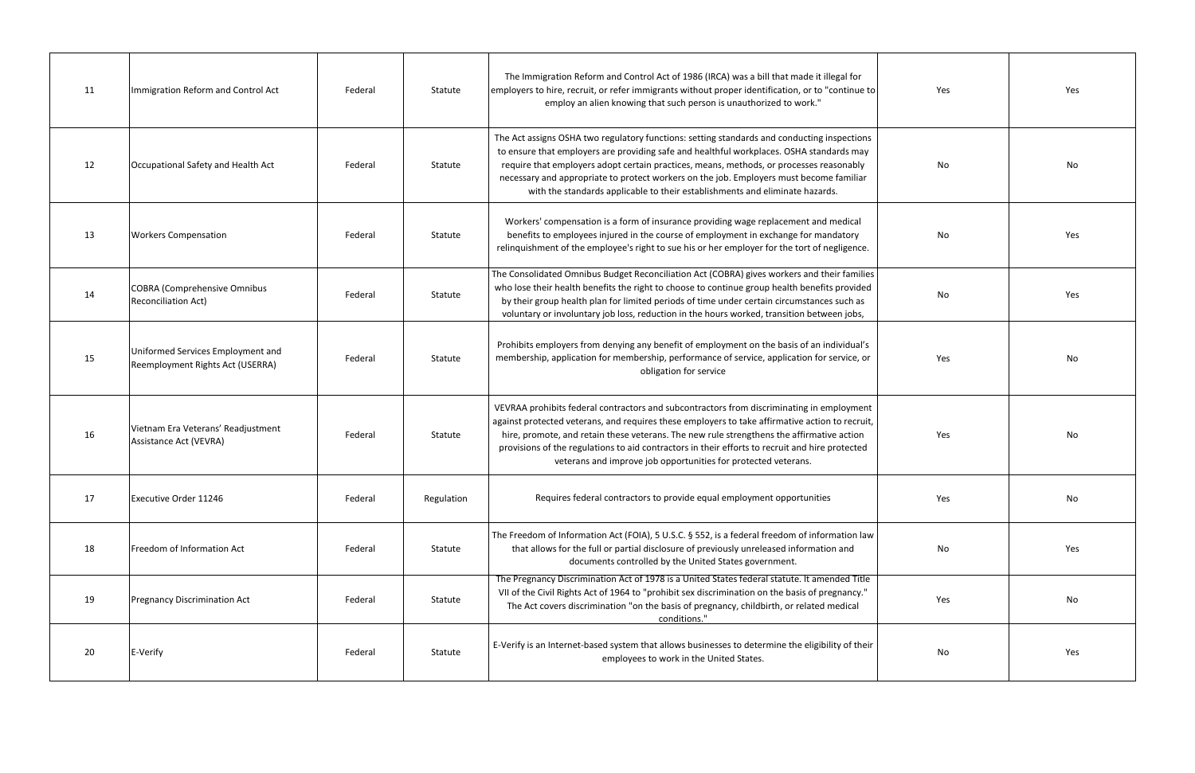| | | | | | | |
|---|---|---|---|---|---|---|
| 11 | Immigration Reform and Control Act | Federal | Statute | The Immigration Reform and Control Act of 1986 (IRCA) was a bill that made it illegal for employers to hire, recruit, or refer immigrants without proper identification, or to "continue to employ an alien knowing that such person is unauthorized to work." | Yes | Yes |
| 12 | Occupational Safety and Health Act | Federal | Statute | The Act assigns OSHA two regulatory functions: setting standards and conducting inspections to ensure that employers are providing safe and healthful workplaces. OSHA standards may require that employers adopt certain practices, means, methods, or processes reasonably necessary and appropriate to protect workers on the job. Employers must become familiar with the standards applicable to their establishments and eliminate hazards. | No | No |
| 13 | Workers Compensation | Federal | Statute | Workers' compensation is a form of insurance providing wage replacement and medical benefits to employees injured in the course of employment in exchange for mandatory relinquishment of the employee's right to sue his or her employer for the tort of negligence. | No | Yes |
| 14 | COBRA (Comprehensive Omnibus Reconciliation Act) | Federal | Statute | The Consolidated Omnibus Budget Reconciliation Act (COBRA) gives workers and their families who lose their health benefits the right to choose to continue group health benefits provided by their group health plan for limited periods of time under certain circumstances such as voluntary or involuntary job loss, reduction in the hours worked, transition between jobs, | No | Yes |
| 15 | Uniformed Services Employment and Reemployment Rights Act (USERRA) | Federal | Statute | Prohibits employers from denying any benefit of employment on the basis of an individual's membership, application for membership, performance of service, application for service, or obligation for service | Yes | No |
| 16 | Vietnam Era Veterans' Readjustment Assistance Act (VEVRA) | Federal | Statute | VEVRAA prohibits federal contractors and subcontractors from discriminating in employment against protected veterans, and requires these employers to take affirmative action to recruit, hire, promote, and retain these veterans. The new rule strengthens the affirmative action provisions of the regulations to aid contractors in their efforts to recruit and hire protected veterans and improve job opportunities for protected veterans. | Yes | No |
| 17 | Executive Order 11246 | Federal | Regulation | Requires federal contractors to provide equal employment opportunities | Yes | No |
| 18 | Freedom of Information Act | Federal | Statute | The Freedom of Information Act (FOIA), 5 U.S.C. § 552, is a federal freedom of information law that allows for the full or partial disclosure of previously unreleased information and documents controlled by the United States government. | No | Yes |
| 19 | Pregnancy Discrimination Act | Federal | Statute | The Pregnancy Discrimination Act of 1978 is a United States federal statute. It amended Title VII of the Civil Rights Act of 1964 to "prohibit sex discrimination on the basis of pregnancy." The Act covers discrimination "on the basis of pregnancy, childbirth, or related medical conditions." | Yes | No |
| 20 | E-Verify | Federal | Statute | E-Verify is an Internet-based system that allows businesses to determine the eligibility of their employees to work in the United States. | No | Yes |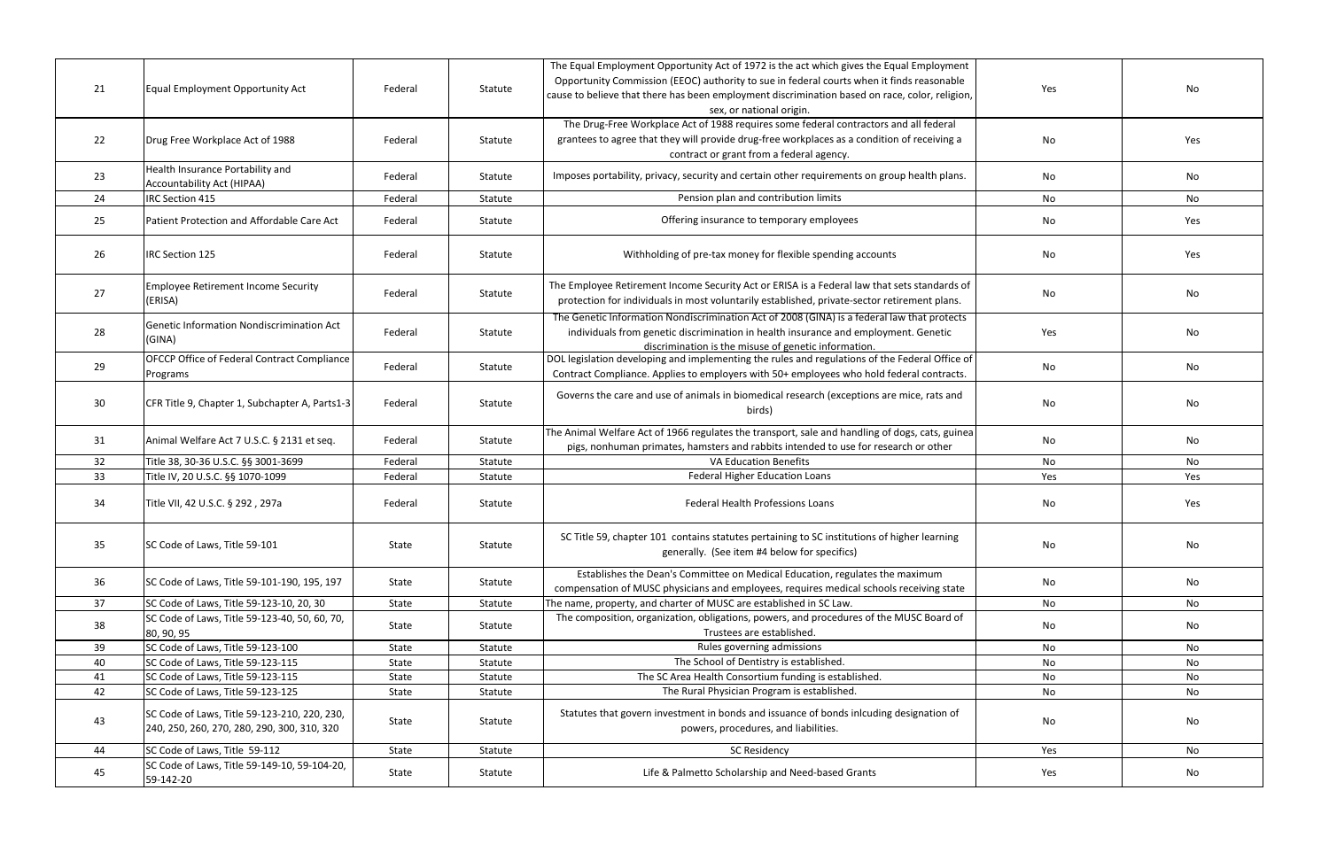| 21 | Equal Employment Opportunity Act | Federal | Statute | The Equal Employment Opportunity Act of 1972 is the act which gives the Equal Employment Opportunity Commission (EEOC) authority to sue in federal courts when it finds reasonable cause to believe that there has been employment discrimination based on race, color, religion, sex, or national origin. | Yes | No |
|---|---|---|---|---|---|---|
| 22 | Drug Free Workplace Act of 1988 | Federal | Statute | The Drug-Free Workplace Act of 1988 requires some federal contractors and all federal grantees to agree that they will provide drug-free workplaces as a condition of receiving a contract or grant from a federal agency. | No | Yes |
| 23 | Health Insurance Portability and Accountability Act (HIPAA) | Federal | Statute | Imposes portability, privacy, security and certain other requirements on group health plans. | No | No |
| 24 | IRC Section 415 | Federal | Statute | Pension plan and contribution limits | No | No |
| 25 | Patient Protection and Affordable Care Act | Federal | Statute | Offering insurance to temporary employees | No | Yes |
| 26 | IRC Section 125 | Federal | Statute | Withholding of pre-tax money for flexible spending accounts | No | Yes |
| 27 | Employee Retirement Income Security (ERISA) | Federal | Statute | The Employee Retirement Income Security Act or ERISA is a Federal law that sets standards of protection for individuals in most voluntarily established, private-sector retirement plans. | No | No |
| 28 | Genetic Information Nondiscrimination Act (GINA) | Federal | Statute | The Genetic Information Nondiscrimination Act of 2008 (GINA) is a federal law that protects individuals from genetic discrimination in health insurance and employment. Genetic discrimination is the misuse of genetic information. | Yes | No |
| 29 | OFCCP Office of Federal Contract Compliance Programs | Federal | Statute | DOL legislation developing and implementing the rules and regulations of the Federal Office of Contract Compliance. Applies to employers with 50+ employees who hold federal contracts. | No | No |
| 30 | CFR Title 9, Chapter 1, Subchapter A, Parts1-3 | Federal | Statute | Governs the care and use of animals in biomedical research (exceptions are mice, rats and birds) | No | No |
| 31 | Animal Welfare Act 7 U.S.C. § 2131 et seq. | Federal | Statute | The Animal Welfare Act of 1966 regulates the transport, sale and handling of dogs, cats, guinea pigs, nonhuman primates, hamsters and rabbits intended to use for research or other | No | No |
| 32 | Title 38, 30-36 U.S.C. §§ 3001-3699 | Federal | Statute | VA Education Benefits | No | No |
| 33 | Title IV, 20 U.S.C. §§ 1070-1099 | Federal | Statute | Federal Higher Education Loans | Yes | Yes |
| 34 | Title VII, 42 U.S.C. § 292 , 297a | Federal | Statute | Federal Health Professions Loans | No | Yes |
| 35 | SC Code of Laws, Title 59-101 | State | Statute | SC Title 59, chapter 101 contains statutes pertaining to SC institutions of higher learning generally. (See item #4 below for specifics) | No | No |
| 36 | SC Code of Laws, Title 59-101-190, 195, 197 | State | Statute | Establishes the Dean's Committee on Medical Education, regulates the maximum compensation of MUSC physicians and employees, requires medical schools receiving state | No | No |
| 37 | SC Code of Laws, Title 59-123-10, 20, 30 | State | Statute | The name, property, and charter of MUSC are established in SC Law. | No | No |
| 38 | SC Code of Laws, Title 59-123-40, 50, 60, 70, 80, 90, 95 | State | Statute | The composition, organization, obligations, powers, and procedures of the MUSC Board of Trustees are established. | No | No |
| 39 | SC Code of Laws, Title 59-123-100 | State | Statute | Rules governing admissions | No | No |
| 40 | SC Code of Laws, Title 59-123-115 | State | Statute | The School of Dentistry is established. | No | No |
| 41 | SC Code of Laws, Title 59-123-115 | State | Statute | The SC Area Health Consortium funding is established. | No | No |
| 42 | SC Code of Laws, Title 59-123-125 | State | Statute | The Rural Physician Program is established. | No | No |
| 43 | SC Code of Laws, Title 59-123-210, 220, 230, 240, 250, 260, 270, 280, 290, 300, 310, 320 | State | Statute | Statutes that govern investment in bonds and issuance of bonds inlcuding designation of powers, procedures, and liabilities. | No | No |
| 44 | SC Code of Laws, Title 59-112 | State | Statute | SC Residency | Yes | No |
| 45 | SC Code of Laws, Title 59-149-10, 59-104-20, 59-142-20 | State | Statute | Life & Palmetto Scholarship and Need-based Grants | Yes | No |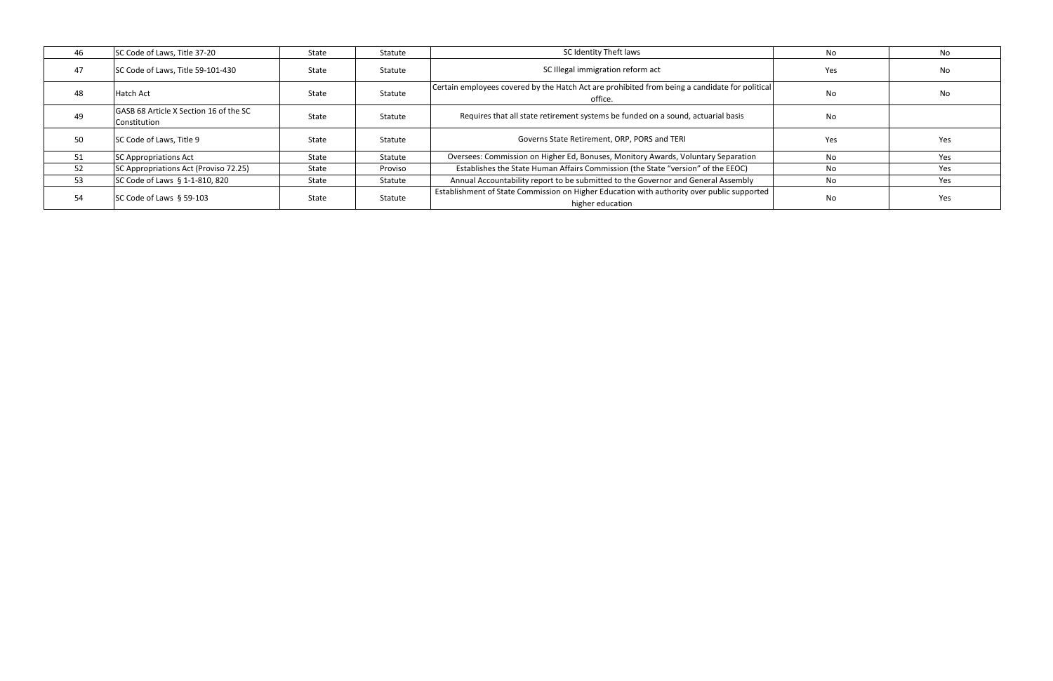| 46 | SC Code of Laws, Title 37-20 | State | Statute | SC Identity Theft laws | No | No |
|---|---|---|---|---|---|---|
| 47 | SC Code of Laws, Title 59-101-430 | State | Statute | SC Illegal immigration reform act | Yes | No |
| 48 | Hatch Act | State | Statute | Certain employees covered by the Hatch Act are prohibited from being a candidate for political office. | No | No |
| 49 | GASB 68 Article X Section 16 of the SC Constitution | State | Statute | Requires that all state retirement systems be funded on a sound, actuarial basis | No | |
| 50 | SC Code of Laws, Title 9 | State | Statute | Governs State Retirement, ORP, PORS and TERI | Yes | Yes |
| 51 | SC Appropriations Act | State | Statute | Oversees: Commission on Higher Ed, Bonuses, Monitory Awards, Voluntary Separation | No | Yes |
| 52 | SC Appropriations Act (Proviso 72.25) | State | Proviso | Establishes the State Human Affairs Commission (the State "version" of the EEOC) | No | Yes |
| 53 | SC Code of Laws § 1-1-810, 820 | State | Statute | Annual Accountability report to be submitted to the Governor and General Assembly | No | Yes |
| 54 | SC Code of Laws § 59-103 | State | Statute | Establishment of State Commission on Higher Education with authority over public supported higher education | No | Yes |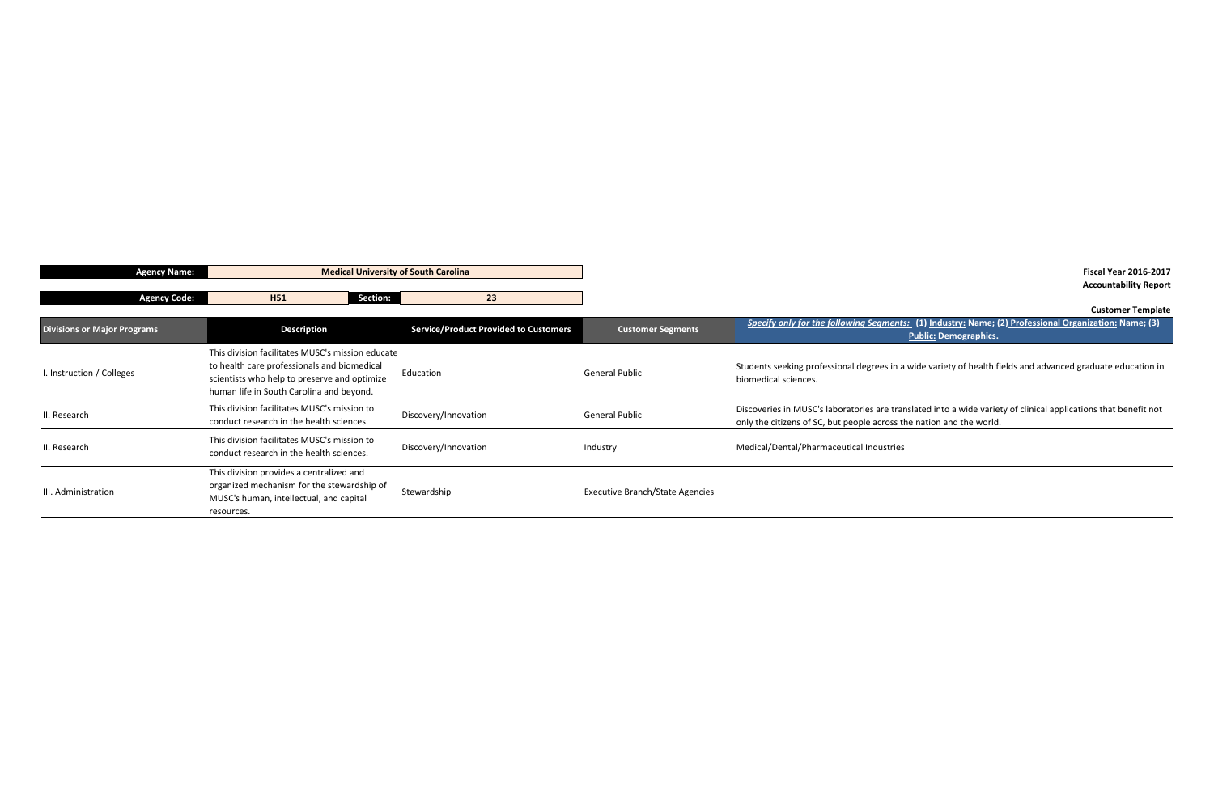| **Agency Name:** | Medical University of South Carolina | | |
|---|---|---|---|
| **Agency Code:** | H51 | **Section:** | 23 |

**Fiscal Year 2016-2017**
**Accountability Report**

**Customer Template**

| Divisions or Major Programs | Description | Service/Product Provided to Customers | Customer Segments | *Specify only for the following Segments:* (1) Industry: Name; (2) Professional Organization: Name; (3) Public: Demographics. |
|---|---|---|---|---|
| I. Instruction / Colleges | This division facilitates MUSC's mission educate to health care professionals and biomedical scientists who help to preserve and optimize human life in South Carolina and beyond. | Education | General Public | Students seeking professional degrees in a wide variety of health fields and advanced graduate education in biomedical sciences. |
| II. Research | This division facilitates MUSC's mission to conduct research in the health sciences. | Discovery/Innovation | General Public | Discoveries in MUSC's laboratories are translated into a wide variety of clinical applications that benefit not only the citizens of SC, but people across the nation and the world. |
| II. Research | This division facilitates MUSC's mission to conduct research in the health sciences. | Discovery/Innovation | Industry | Medical/Dental/Pharmaceutical Industries |
| III. Administration | This division provides a centralized and organized mechanism for the stewardship of MUSC's human, intellectual, and capital resources. | Stewardship | Executive Branch/State Agencies | |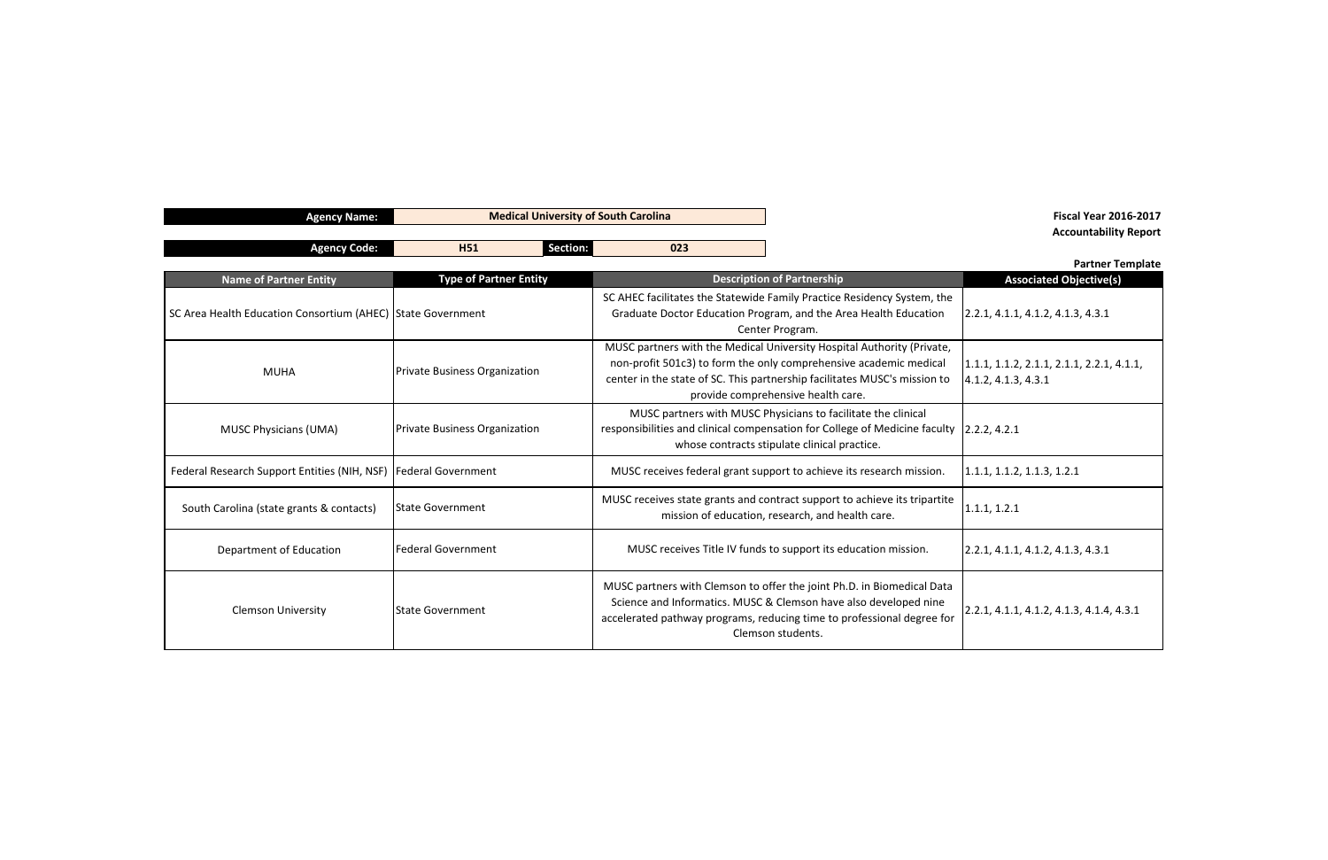| Agency Name: | Medical University of South Carolina | | |
|---|---|---|---|
| Agency Code: | H51 | Section: | 023 |

**Fiscal Year 2016-2017**
**Accountability Report**

**Partner Template**

| Name of Partner Entity | Type of Partner Entity | Description of Partnership | Associated Objective(s) |
|---|---|---|---|
| SC Area Health Education Consortium (AHEC) | State Government | SC AHEC facilitates the Statewide Family Practice Residency System, the Graduate Doctor Education Program, and the Area Health Education Center Program. | 2.2.1, 4.1.1, 4.1.2, 4.1.3, 4.3.1 |
| MUHA | Private Business Organization | MUSC partners with the Medical University Hospital Authority (Private, non-profit 501c3) to form the only comprehensive academic medical center in the state of SC. This partnership facilitates MUSC's mission to provide comprehensive health care. | 1.1.1, 1.1.2, 2.1.1, 2.1.1, 2.2.1, 4.1.1, 4.1.2, 4.1.3, 4.3.1 |
| MUSC Physicians (UMA) | Private Business Organization | MUSC partners with MUSC Physicians to facilitate the clinical responsibilities and clinical compensation for College of Medicine faculty whose contracts stipulate clinical practice. | 2.2.2, 4.2.1 |
| Federal Research Support Entities (NIH, NSF) | Federal Government | MUSC receives federal grant support to achieve its research mission. | 1.1.1, 1.1.2, 1.1.3, 1.2.1 |
| South Carolina (state grants & contacts) | State Government | MUSC receives state grants and contract support to achieve its tripartite mission of education, research, and health care. | 1.1.1, 1.2.1 |
| Department of Education | Federal Government | MUSC receives Title IV funds to support its education mission. | 2.2.1, 4.1.1, 4.1.2, 4.1.3, 4.3.1 |
| Clemson University | State Government | MUSC partners with Clemson to offer the joint Ph.D. in Biomedical Data Science and Informatics. MUSC & Clemson have also developed nine accelerated pathway programs, reducing time to professional degree for Clemson students. | 2.2.1, 4.1.1, 4.1.2, 4.1.3, 4.1.4, 4.3.1 |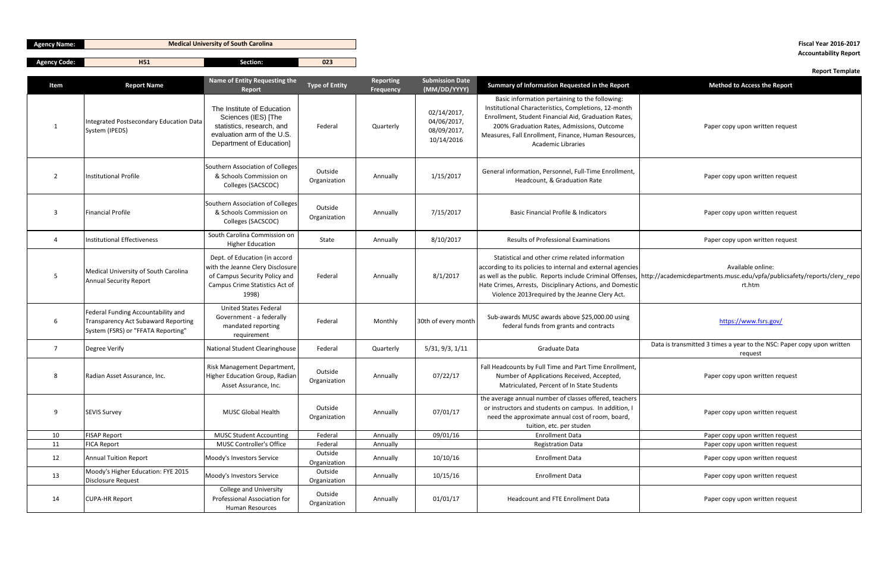| Agency Name: | Medical University of South Carolina | | |
|---|---|---|---|
| Agency Code: | H51 | Section: | 023 |

**Fiscal Year 2016-2017**
**Accountability Report**

**Report Template**

| Item | Report Name | Name of Entity Requesting the Report | Type of Entity | Reporting Frequency | Submission Date (MM/DD/YYYY) | Summary of Information Requested in the Report | Method to Access the Report |
|---|---|---|---|---|---|---|---|
| 1 | Integrated Postsecondary Education Data System (IPEDS) | The Institute of Education Sciences (IES) [The statistics, research, and evaluation arm of the U.S. Department of Education] | Federal | Quarterly | 02/14/2017, 04/06/2017, 08/09/2017, 10/14/2016 | Basic information pertaining to the following: Institutional Characteristics, Completions, 12-month Enrollment, Student Financial Aid, Graduation Rates, 200% Graduation Rates, Admissions, Outcome Measures, Fall Enrollment, Finance, Human Resources, Academic Libraries | Paper copy upon written request |
| 2 | Institutional Profile | Southern Association of Colleges & Schools Commission on Colleges (SACSCOC) | Outside Organization | Annually | 1/15/2017 | General information, Personnel, Full-Time Enrollment, Headcount, & Graduation Rate | Paper copy upon written request |
| 3 | Financial Profile | Southern Association of Colleges & Schools Commission on Colleges (SACSCOC) | Outside Organization | Annually | 7/15/2017 | Basic Financial Profile & Indicators | Paper copy upon written request |
| 4 | Institutional Effectiveness | South Carolina Commission on Higher Education | State | Annually | 8/10/2017 | Results of Professional Examinations | Paper copy upon written request |
| 5 | Medical University of South Carolina Annual Security Report | Dept. of Education (in accord with the Jeanne Clery Disclosure of Campus Security Policy and Campus Crime Statistics Act of 1998) | Federal | Annually | 8/1/2017 | Statistical and other crime related information according to its policies to internal and external agencies as well as the public. Reports include Criminal Offenses, Hate Crimes, Arrests, Disciplinary Actions, and Domestic Violence 2013required by the Jeanne Clery Act. | Available online: http://academicdepartments.musc.edu/vpfa/publicsafety/reports/clery_report.htm |
| 6 | Federal Funding Accountability and Transparency Act Subaward Reporting System (FSRS) or "FFATA Reporting" | United States Federal Government - a federally mandated reporting requirement | Federal | Monthly | 30th of every month | Sub-awards MUSC awards above $25,000.00 using federal funds from grants and contracts | https://www.fsrs.gov/ |
| 7 | Degree Verify | National Student Clearinghouse | Federal | Quarterly | 5/31, 9/3, 1/11 | Graduate Data | Data is transmitted 3 times a year to the NSC: Paper copy upon written request |
| 8 | Radian Asset Assurance, Inc. | Risk Management Department, Higher Education Group, Radian Asset Assurance, Inc. | Outside Organization | Annually | 07/22/17 | Fall Headcounts by Full Time and Part Time Enrollment, Number of Applications Received, Accepted, Matriculated, Percent of In State Students | Paper copy upon written request |
| 9 | SEVIS Survey | MUSC Global Health | Outside Organization | Annually | 07/01/17 | the average annual number of classes offered, teachers or instructors and students on campus. In addition, I need the approximate annual cost of room, board, tuition, etc. per studen | Paper copy upon written request |
| 10 | FISAP Report | MUSC Student Accounting | Federal | Annually | 09/01/16 | Enrollment Data | Paper copy upon written request |
| 11 | FICA Report | MUSC Controller's Office | Federal | Annually | | Registration Data | Paper copy upon written request |
| 12 | Annual Tuition Report | Moody's Investors Service | Outside Organization | Annually | 10/10/16 | Enrollment Data | Paper copy upon written request |
| 13 | Moody's Higher Education: FYE 2015 Disclosure Request | Moody's Investors Service | Outside Organization | Annually | 10/15/16 | Enrollment Data | Paper copy upon written request |
| 14 | CUPA-HR Report | College and University Professional Association for Human Resources | Outside Organization | Annually | 01/01/17 | Headcount and FTE Enrollment Data | Paper copy upon written request |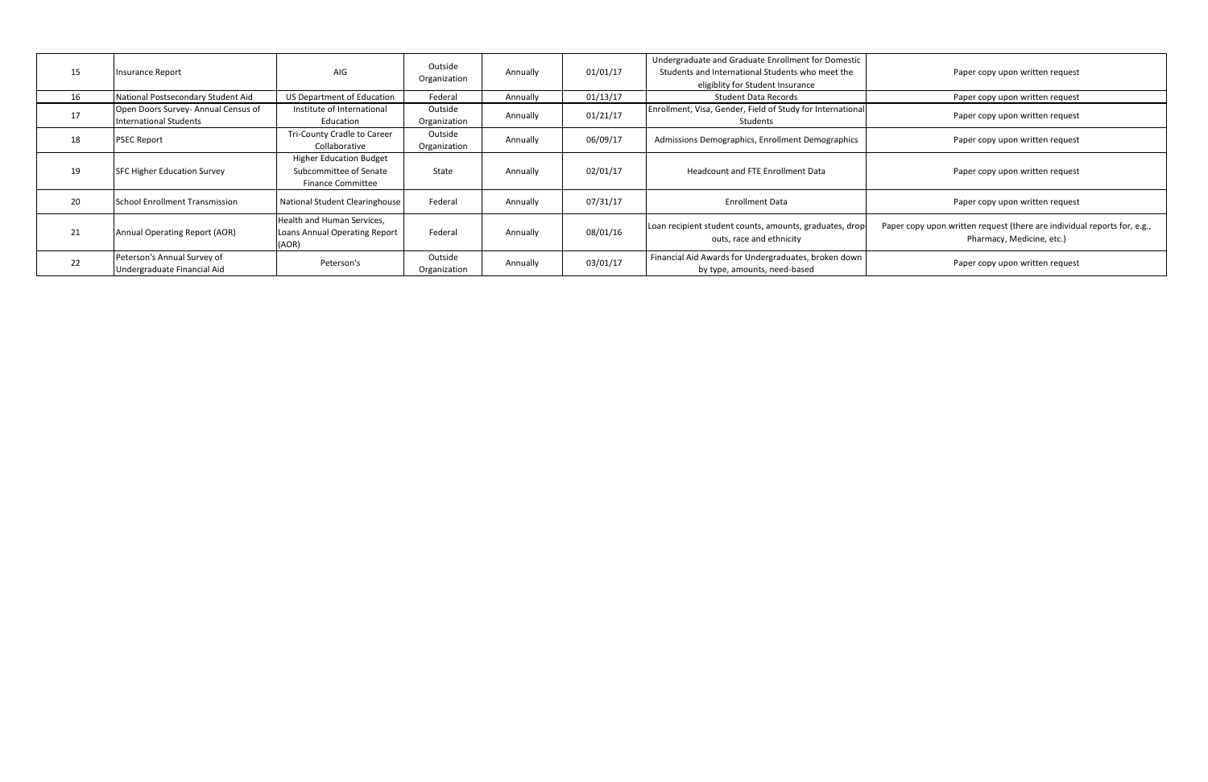| | | | | | | | |
|---|---|---|---|---|---|---|---|
| 15 | Insurance Report | AIG | Outside Organization | Annually | 01/01/17 | Undergraduate and Graduate Enrollment for Domestic Students and International Students who meet the eligiblity for Student Insurance | Paper copy upon written request |
| 16 | National Postsecondary Student Aid | US Department of Education | Federal | Annually | 01/13/17 | Student Data Records | Paper copy upon written request |
| 17 | Open Doors Survey- Annual Census of International Students | Institute of International Education | Outside Organization | Annually | 01/21/17 | Enrollment, Visa, Gender, Field of Study for International Students | Paper copy upon written request |
| 18 | PSEC Report | Tri-County Cradle to Career Collaborative | Outside Organization | Annually | 06/09/17 | Admissions Demographics, Enrollment Demographics | Paper copy upon written request |
| 19 | SFC Higher Education Survey | Higher Education Budget Subcommittee of Senate Finance Committee | State | Annually | 02/01/17 | Headcount and FTE Enrollment Data | Paper copy upon written request |
| 20 | School Enrollment Transmission | National Student Clearinghouse | Federal | Annually | 07/31/17 | Enrollment Data | Paper copy upon written request |
| 21 | Annual Operating Report (AOR) | Health and Human Services, Loans Annual Operating Report (AOR) | Federal | Annually | 08/01/16 | Loan recipient student counts, amounts, graduates, drop-outs, race and ethnicity | Paper copy upon written request (there are individual reports for, e.g., Pharmacy, Medicine, etc.) |
| 22 | Peterson's Annual Survey of Undergraduate Financial Aid | Peterson's | Outside Organization | Annually | 03/01/17 | Financial Aid Awards for Undergraduates, broken down by type, amounts, need-based | Paper copy upon written request |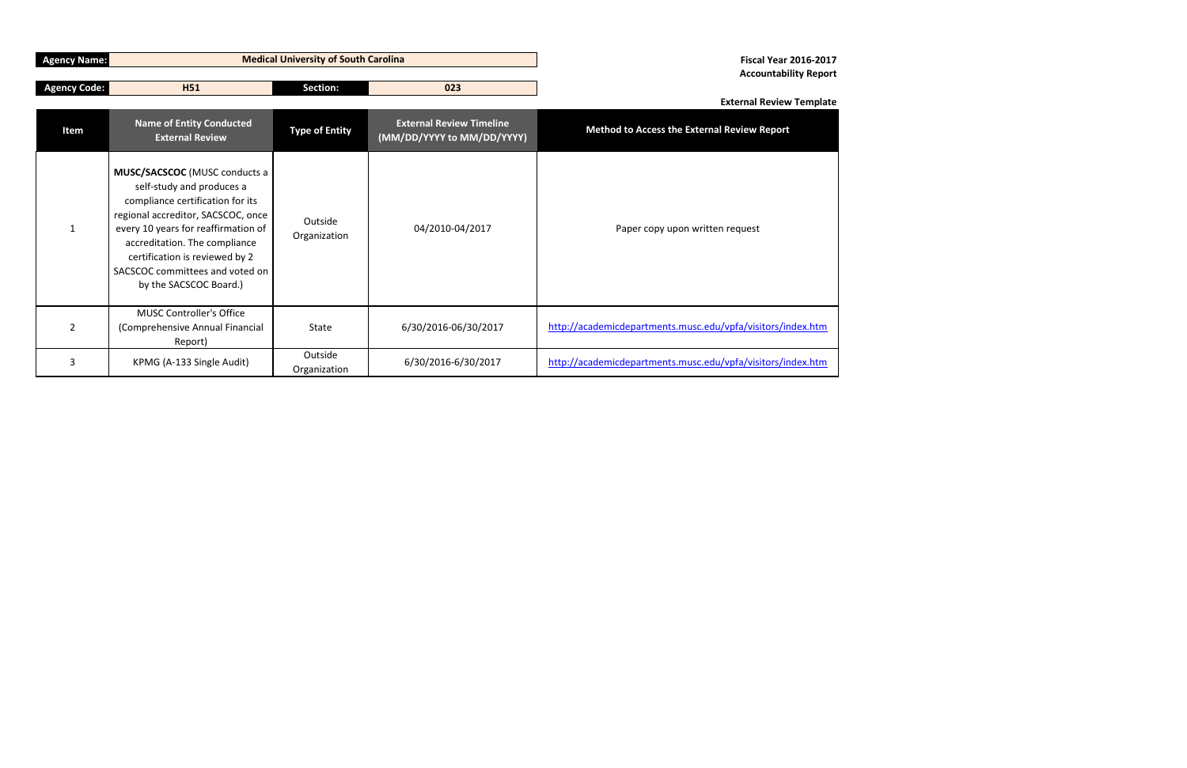| Agency Name: | Medical University of South Carolina | | |
|---|---|---|---|
| Agency Code: | H51 | Section: | 023 |

**Fiscal Year 2016-2017**
**Accountability Report**

**External Review Template**

| Item | Name of Entity Conducted External Review | Type of Entity | External Review Timeline (MM/DD/YYYY to MM/DD/YYYY) | Method to Access the External Review Report |
|---|---|---|---|---|
| 1 | **MUSC/SACSCOC** (MUSC conducts a self-study and produces a compliance certification for its regional accreditor, SACSCOC, once every 10 years for reaffirmation of accreditation. The compliance certification is reviewed by 2 SACSCOC committees and voted on by the SACSCOC Board.) | Outside Organization | 04/2010-04/2017 | Paper copy upon written request |
| 2 | MUSC Controller's Office (Comprehensive Annual Financial Report) | State | 6/30/2016-06/30/2017 | http://academicdepartments.musc.edu/vpfa/visitors/index.htm |
| 3 | KPMG (A-133 Single Audit) | Outside Organization | 6/30/2016-6/30/2017 | http://academicdepartments.musc.edu/vpfa/visitors/index.htm |